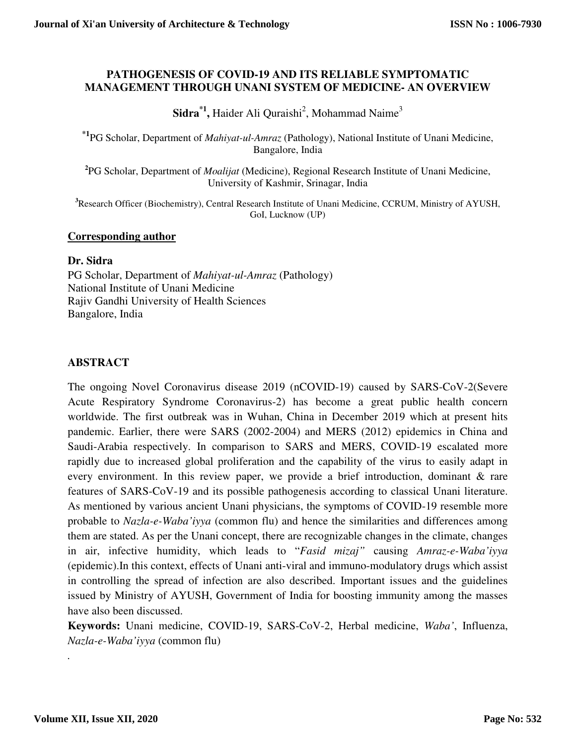# PATHOGENESIS OF COVID-19 AND ITS RELIABLE SYMPTOMATIC MANAGEMENT THROUGH UNANI SYSTEM OF MEDICINE- AN OVERVIEW

**Sidra**[*1], Haider Ali Quraishi[2], Mohammad Naime[3]

[*1]PG Scholar, Department of *Mahiyat-ul-Amraz* (Pathology), National Institute of Unani Medicine, Bangalore, India

[2]PG Scholar, Department of *Moalijat* (Medicine), Regional Research Institute of Unani Medicine, University of Kashmir, Srinagar, India

[3]Research Officer (Biochemistry), Central Research Institute of Unani Medicine, CCRUM, Ministry of AYUSH, GoI, Lucknow (UP)

**Corresponding author**

**Dr. Sidra**
PG Scholar, Department of *Mahiyat-ul-Amraz* (Pathology)
National Institute of Unani Medicine
Rajiv Gandhi University of Health Sciences
Bangalore, India

## ABSTRACT

The ongoing Novel Coronavirus disease 2019 (nCOVID-19) caused by SARS-CoV-2(Severe Acute Respiratory Syndrome Coronavirus-2) has become a great public health concern worldwide. The first outbreak was in Wuhan, China in December 2019 which at present hits pandemic. Earlier, there were SARS (2002-2004) and MERS (2012) epidemics in China and Saudi-Arabia respectively. In comparison to SARS and MERS, COVID-19 escalated more rapidly due to increased global proliferation and the capability of the virus to easily adapt in every environment. In this review paper, we provide a brief introduction, dominant & rare features of SARS-CoV-19 and its possible pathogenesis according to classical Unani literature. As mentioned by various ancient Unani physicians, the symptoms of COVID-19 resemble more probable to *Nazla-e-Waba'iyya* (common flu) and hence the similarities and differences among them are stated. As per the Unani concept, there are recognizable changes in the climate, changes in air, infective humidity, which leads to "*Fasid mizaj"* causing *Amraz-e-Waba'iyya* (epidemic).In this context, effects of Unani anti-viral and immuno-modulatory drugs which assist in controlling the spread of infection are also described. Important issues and the guidelines issued by Ministry of AYUSH, Government of India for boosting immunity among the masses have also been discussed.

**Keywords:** Unani medicine, COVID-19, SARS-CoV-2, Herbal medicine, *Waba'*, Influenza, *Nazla-e-Waba'iyya* (common flu)

.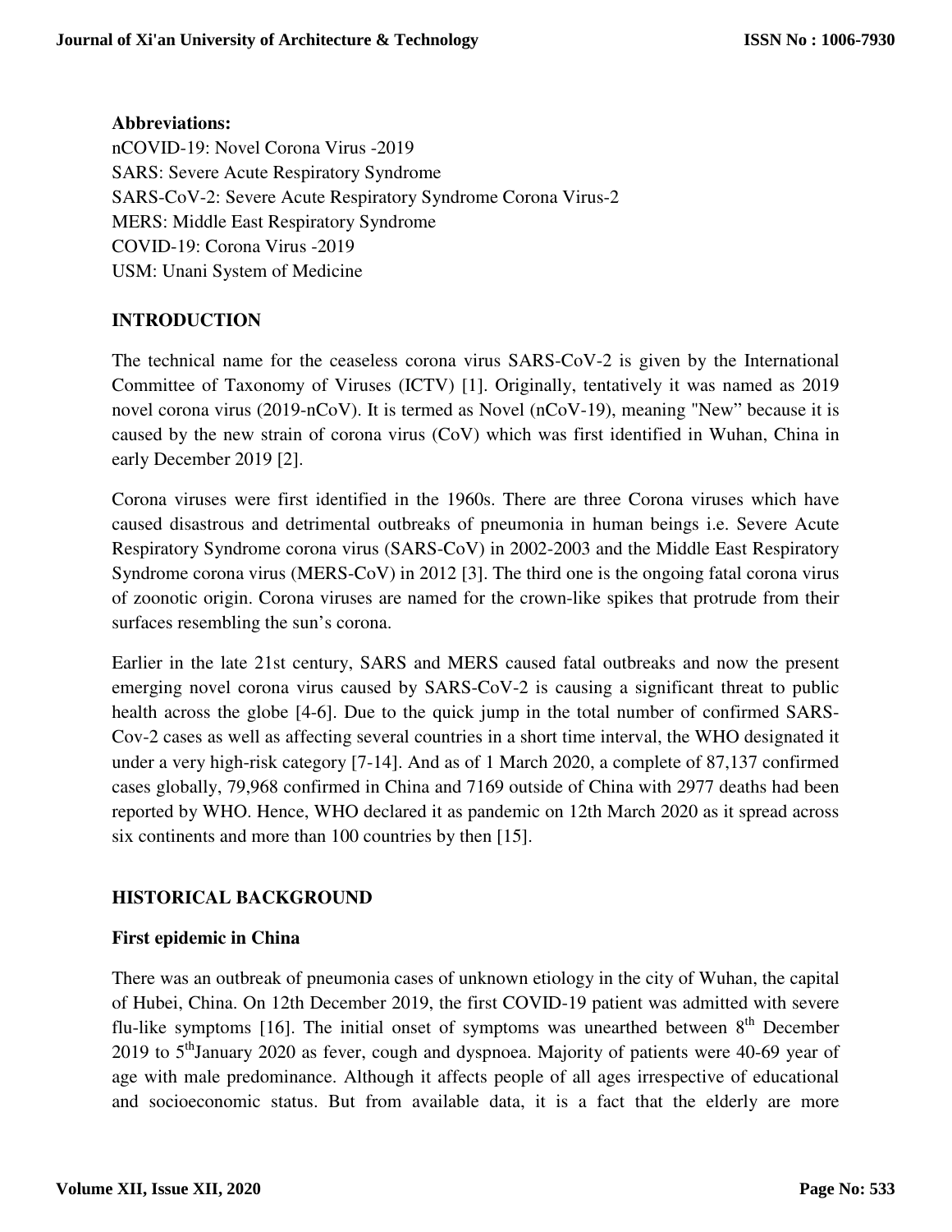**Abbreviations:**

nCOVID-19: Novel Corona Virus -2019
SARS: Severe Acute Respiratory Syndrome
SARS-CoV-2: Severe Acute Respiratory Syndrome Corona Virus-2
MERS: Middle East Respiratory Syndrome
COVID-19: Corona Virus -2019
USM: Unani System of Medicine

## INTRODUCTION

The technical name for the ceaseless corona virus SARS-CoV-2 is given by the International Committee of Taxonomy of Viruses (ICTV) [1]. Originally, tentatively it was named as 2019 novel corona virus (2019-nCoV). It is termed as Novel (nCoV-19), meaning "New" because it is caused by the new strain of corona virus (CoV) which was first identified in Wuhan, China in early December 2019 [2].

Corona viruses were first identified in the 1960s. There are three Corona viruses which have caused disastrous and detrimental outbreaks of pneumonia in human beings i.e. Severe Acute Respiratory Syndrome corona virus (SARS-CoV) in 2002-2003 and the Middle East Respiratory Syndrome corona virus (MERS-CoV) in 2012 [3]. The third one is the ongoing fatal corona virus of zoonotic origin. Corona viruses are named for the crown-like spikes that protrude from their surfaces resembling the sun's corona.

Earlier in the late 21st century, SARS and MERS caused fatal outbreaks and now the present emerging novel corona virus caused by SARS-CoV-2 is causing a significant threat to public health across the globe [4-6]. Due to the quick jump in the total number of confirmed SARS-Cov-2 cases as well as affecting several countries in a short time interval, the WHO designated it under a very high-risk category [7-14]. And as of 1 March 2020, a complete of 87,137 confirmed cases globally, 79,968 confirmed in China and 7169 outside of China with 2977 deaths had been reported by WHO. Hence, WHO declared it as pandemic on 12th March 2020 as it spread across six continents and more than 100 countries by then [15].

## HISTORICAL BACKGROUND

### First epidemic in China

There was an outbreak of pneumonia cases of unknown etiology in the city of Wuhan, the capital of Hubei, China. On 12th December 2019, the first COVID-19 patient was admitted with severe flu-like symptoms [16]. The initial onset of symptoms was unearthed between 8th December 2019 to 5thJanuary 2020 as fever, cough and dyspnoea. Majority of patients were 40-69 year of age with male predominance. Although it affects people of all ages irrespective of educational and socioeconomic status. But from available data, it is a fact that the elderly are more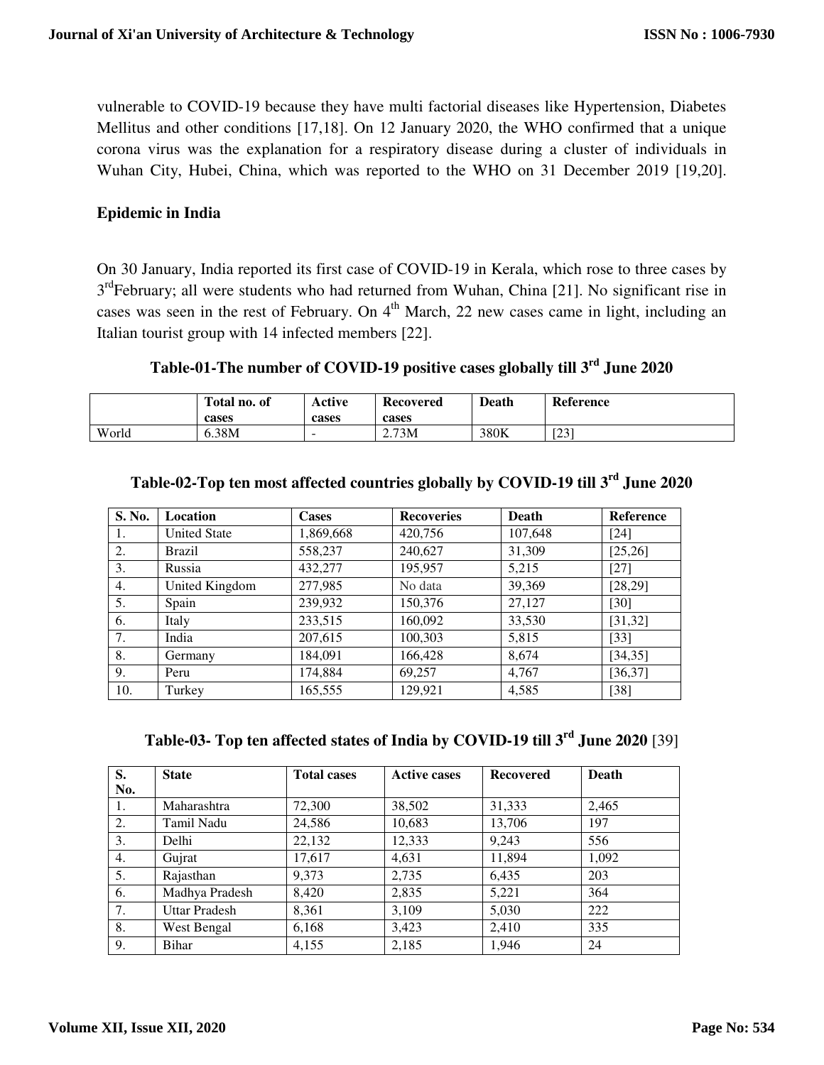vulnerable to COVID-19 because they have multi factorial diseases like Hypertension, Diabetes Mellitus and other conditions [17,18]. On 12 January 2020, the WHO confirmed that a unique corona virus was the explanation for a respiratory disease during a cluster of individuals in Wuhan City, Hubei, China, which was reported to the WHO on 31 December 2019 [19,20].

### Epidemic in India

On 30 January, India reported its first case of COVID-19 in Kerala, which rose to three cases by 3rd February; all were students who had returned from Wuhan, China [21]. No significant rise in cases was seen in the rest of February. On 4th March, 22 new cases came in light, including an Italian tourist group with 14 infected members [22].

**Table-01-The number of COVID-19 positive cases globally till 3rd June 2020**

| | Total no. of cases | Active cases | Recovered cases | Death | Reference |
|---|---|---|---|---|---|
| World | 6.38M | - | 2.73M | 380K | [23] |

**Table-02-Top ten most affected countries globally by COVID-19 till 3rd June 2020**

| S. No. | Location | Cases | Recoveries | Death | Reference |
|---|---|---|---|---|---|
| 1. | United State | 1,869,668 | 420,756 | 107,648 | [24] |
| 2. | Brazil | 558,237 | 240,627 | 31,309 | [25,26] |
| 3. | Russia | 432,277 | 195,957 | 5,215 | [27] |
| 4. | United Kingdom | 277,985 | No data | 39,369 | [28,29] |
| 5. | Spain | 239,932 | 150,376 | 27,127 | [30] |
| 6. | Italy | 233,515 | 160,092 | 33,530 | [31,32] |
| 7. | India | 207,615 | 100,303 | 5,815 | [33] |
| 8. | Germany | 184,091 | 166,428 | 8,674 | [34,35] |
| 9. | Peru | 174,884 | 69,257 | 4,767 | [36,37] |
| 10. | Turkey | 165,555 | 129,921 | 4,585 | [38] |

**Table-03- Top ten affected states of India by COVID-19 till 3rd June 2020** [39]

| S. No. | State | Total cases | Active cases | Recovered | Death |
|---|---|---|---|---|---|
| 1. | Maharashtra | 72,300 | 38,502 | 31,333 | 2,465 |
| 2. | Tamil Nadu | 24,586 | 10,683 | 13,706 | 197 |
| 3. | Delhi | 22,132 | 12,333 | 9,243 | 556 |
| 4. | Gujrat | 17,617 | 4,631 | 11,894 | 1,092 |
| 5. | Rajasthan | 9,373 | 2,735 | 6,435 | 203 |
| 6. | Madhya Pradesh | 8,420 | 2,835 | 5,221 | 364 |
| 7. | Uttar Pradesh | 8,361 | 3,109 | 5,030 | 222 |
| 8. | West Bengal | 6,168 | 3,423 | 2,410 | 335 |
| 9. | Bihar | 4,155 | 2,185 | 1,946 | 24 |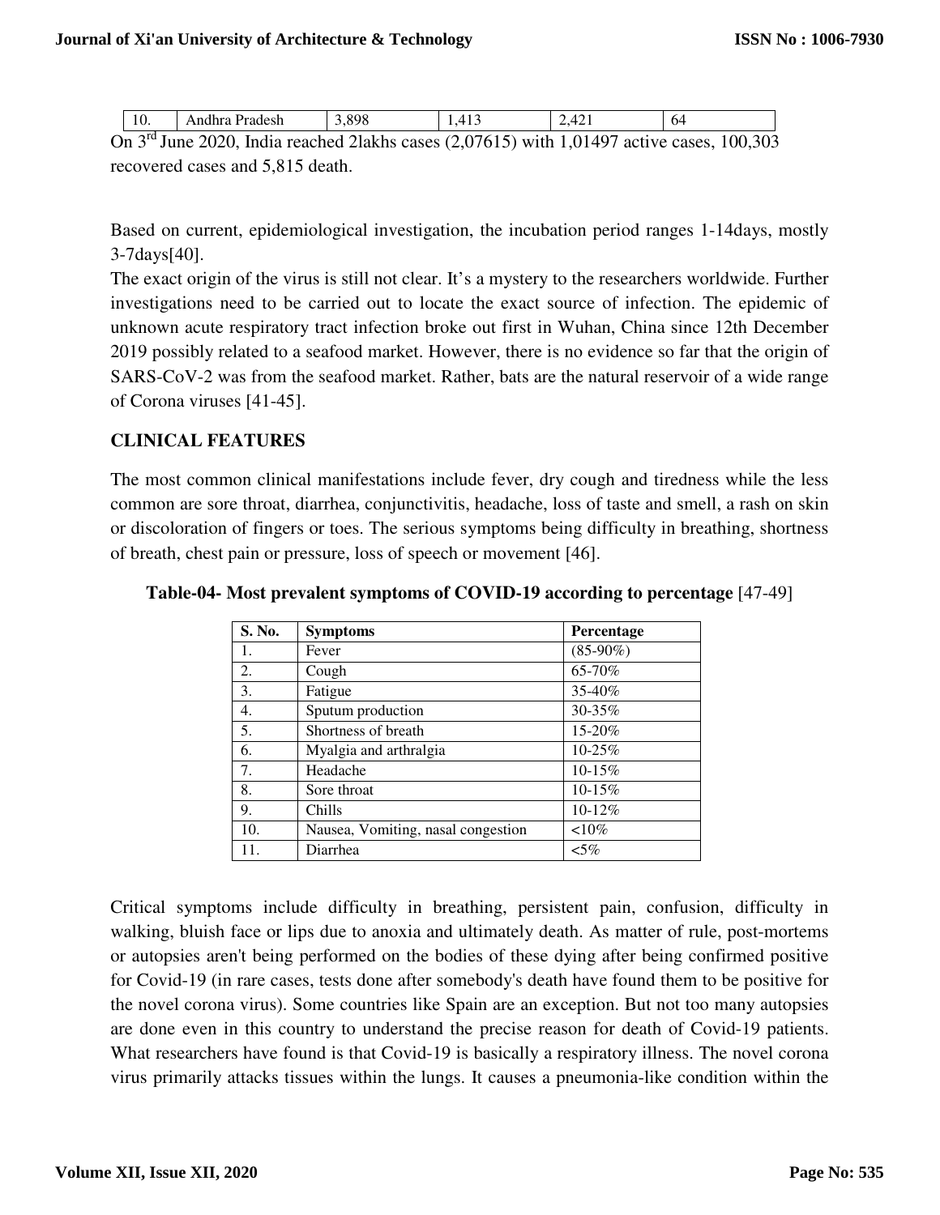| 10. | Andhra Pradesh | 3,898 | 1,413 | 2,421 | 64 |
|---|---|---|---|---|---|

On 3rd June 2020, India reached 2lakhs cases (2,07615) with 1,01497 active cases, 100,303 recovered cases and 5,815 death.

Based on current, epidemiological investigation, the incubation period ranges 1-14days, mostly 3-7days[40].

The exact origin of the virus is still not clear. It's a mystery to the researchers worldwide. Further investigations need to be carried out to locate the exact source of infection. The epidemic of unknown acute respiratory tract infection broke out first in Wuhan, China since 12th December 2019 possibly related to a seafood market. However, there is no evidence so far that the origin of SARS-CoV-2 was from the seafood market. Rather, bats are the natural reservoir of a wide range of Corona viruses [41-45].

## CLINICAL FEATURES

The most common clinical manifestations include fever, dry cough and tiredness while the less common are sore throat, diarrhea, conjunctivitis, headache, loss of taste and smell, a rash on skin or discoloration of fingers or toes. The serious symptoms being difficulty in breathing, shortness of breath, chest pain or pressure, loss of speech or movement [46].

**Table-04- Most prevalent symptoms of COVID-19 according to percentage** [47-49]

| S. No. | Symptoms | Percentage |
|---|---|---|
| 1. | Fever | (85-90%) |
| 2. | Cough | 65-70% |
| 3. | Fatigue | 35-40% |
| 4. | Sputum production | 30-35% |
| 5. | Shortness of breath | 15-20% |
| 6. | Myalgia and arthralgia | 10-25% |
| 7. | Headache | 10-15% |
| 8. | Sore throat | 10-15% |
| 9. | Chills | 10-12% |
| 10. | Nausea, Vomiting, nasal congestion | <10% |
| 11. | Diarrhea | <5% |

Critical symptoms include difficulty in breathing, persistent pain, confusion, difficulty in walking, bluish face or lips due to anoxia and ultimately death. As matter of rule, post-mortems or autopsies aren't being performed on the bodies of these dying after being confirmed positive for Covid-19 (in rare cases, tests done after somebody's death have found them to be positive for the novel corona virus). Some countries like Spain are an exception. But not too many autopsies are done even in this country to understand the precise reason for death of Covid-19 patients. What researchers have found is that Covid-19 is basically a respiratory illness. The novel corona virus primarily attacks tissues within the lungs. It causes a pneumonia-like condition within the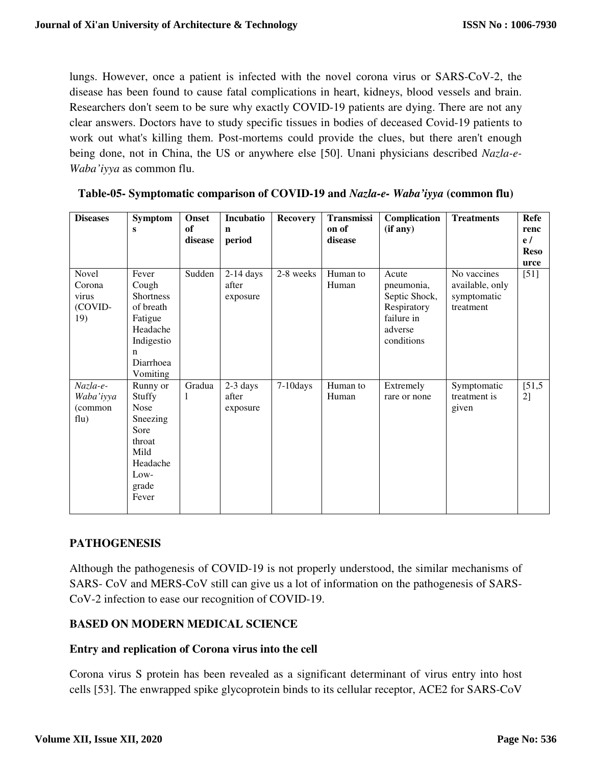lungs. However, once a patient is infected with the novel corona virus or SARS-CoV-2, the disease has been found to cause fatal complications in heart, kidneys, blood vessels and brain. Researchers don't seem to be sure why exactly COVID-19 patients are dying. There are not any clear answers. Doctors have to study specific tissues in bodies of deceased Covid-19 patients to work out what's killing them. Post-mortems could provide the clues, but there aren't enough being done, not in China, the US or anywhere else [50]. Unani physicians described *Nazla-e-Waba'iyya* as common flu.

**Table-05- Symptomatic comparison of COVID-19 and *Nazla-e- Waba'iyya* (common flu)**

| Diseases | Symptoms | Onset of disease | Incubation period | Recovery | Transmission of disease | Complication (if any) | Treatments | Reference / Resource |
|---|---|---|---|---|---|---|---|---|
| Novel Corona virus (COVID-19) | Fever Cough Shortness of breath Fatigue Headache Indigestion Diarrhoea Vomiting | Sudden | 2-14 days after exposure | 2-8 weeks | Human to Human | Acute pneumonia, Septic Shock, Respiratory failure in adverse conditions | No vaccines available, only symptomatic treatment | [51] |
| *Nazla-e-Waba'iyya* (common flu) | Runny or Stuffy Nose Sneezing Sore throat Mild Headache Low-grade Fever | Gradual | 2-3 days after exposure | 7-10days | Human to Human | Extremely rare or none | Symptomatic treatment is given | [51,52] |

## PATHOGENESIS

Although the pathogenesis of COVID-19 is not properly understood, the similar mechanisms of SARS- CoV and MERS-CoV still can give us a lot of information on the pathogenesis of SARS-CoV-2 infection to ease our recognition of COVID-19.

### BASED ON MODERN MEDICAL SCIENCE

#### Entry and replication of Corona virus into the cell

Corona virus S protein has been revealed as a significant determinant of virus entry into host cells [53]. The enwrapped spike glycoprotein binds to its cellular receptor, ACE2 for SARS-CoV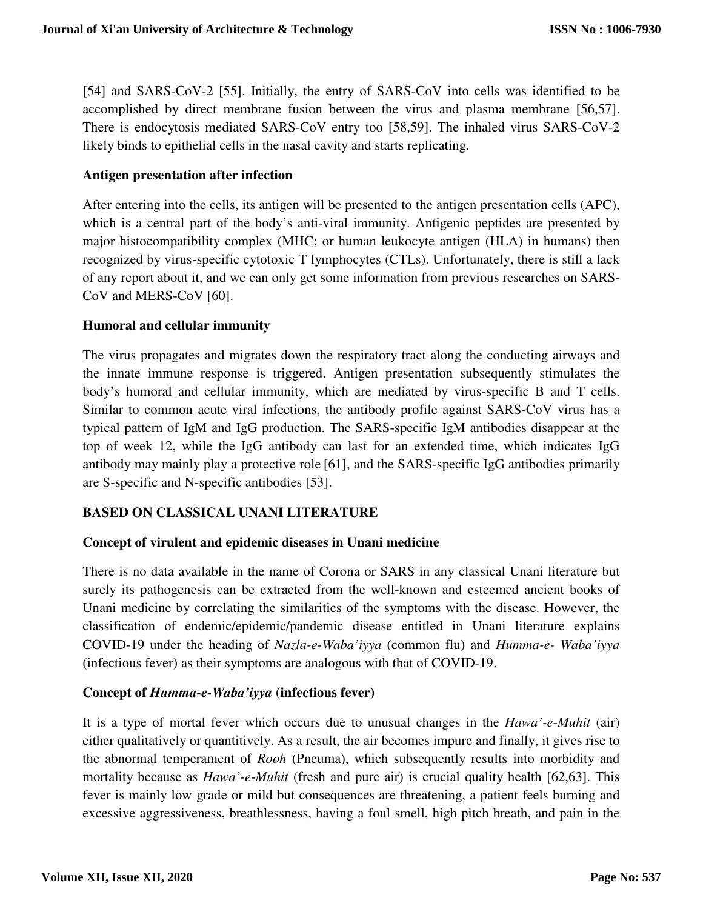[54] and SARS-CoV-2 [55]. Initially, the entry of SARS-CoV into cells was identified to be accomplished by direct membrane fusion between the virus and plasma membrane [56,57]. There is endocytosis mediated SARS-CoV entry too [58,59]. The inhaled virus SARS-CoV-2 likely binds to epithelial cells in the nasal cavity and starts replicating.

### Antigen presentation after infection

After entering into the cells, its antigen will be presented to the antigen presentation cells (APC), which is a central part of the body's anti-viral immunity. Antigenic peptides are presented by major histocompatibility complex (MHC; or human leukocyte antigen (HLA) in humans) then recognized by virus-specific cytotoxic T lymphocytes (CTLs). Unfortunately, there is still a lack of any report about it, and we can only get some information from previous researches on SARS-CoV and MERS-CoV [60].

### Humoral and cellular immunity

The virus propagates and migrates down the respiratory tract along the conducting airways and the innate immune response is triggered. Antigen presentation subsequently stimulates the body's humoral and cellular immunity, which are mediated by virus-specific B and T cells. Similar to common acute viral infections, the antibody profile against SARS-CoV virus has a typical pattern of IgM and IgG production. The SARS-specific IgM antibodies disappear at the top of week 12, while the IgG antibody can last for an extended time, which indicates IgG antibody may mainly play a protective role [61], and the SARS-specific IgG antibodies primarily are S-specific and N-specific antibodies [53].

## BASED ON CLASSICAL UNANI LITERATURE

### Concept of virulent and epidemic diseases in Unani medicine

There is no data available in the name of Corona or SARS in any classical Unani literature but surely its pathogenesis can be extracted from the well-known and esteemed ancient books of Unani medicine by correlating the similarities of the symptoms with the disease. However, the classification of endemic/epidemic/pandemic disease entitled in Unani literature explains COVID-19 under the heading of *Nazla-e-Waba'iyya* (common flu) and *Humma-e- Waba'iyya* (infectious fever) as their symptoms are analogous with that of COVID-19.

### Concept of *Humma-e-Waba'iyya* (infectious fever)

It is a type of mortal fever which occurs due to unusual changes in the *Hawa'-e-Muhit* (air) either qualitatively or quantitively. As a result, the air becomes impure and finally, it gives rise to the abnormal temperament of *Rooh* (Pneuma), which subsequently results into morbidity and mortality because as *Hawa'-e-Muhit* (fresh and pure air) is crucial quality health [62,63]. This fever is mainly low grade or mild but consequences are threatening, a patient feels burning and excessive aggressiveness, breathlessness, having a foul smell, high pitch breath, and pain in the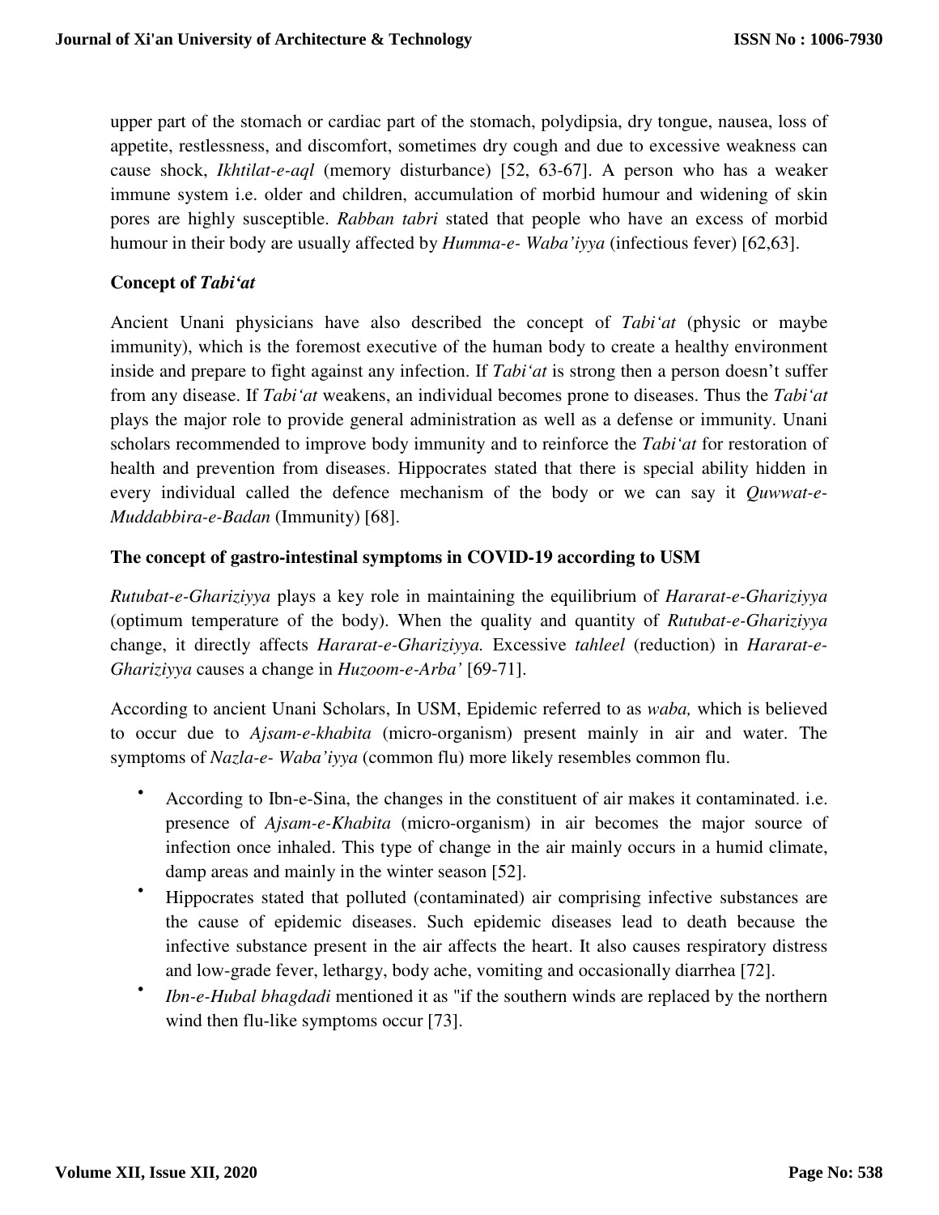upper part of the stomach or cardiac part of the stomach, polydipsia, dry tongue, nausea, loss of appetite, restlessness, and discomfort, sometimes dry cough and due to excessive weakness can cause shock, *Ikhtilat-e-aql* (memory disturbance) [52, 63-67]. A person who has a weaker immune system i.e. older and children, accumulation of morbid humour and widening of skin pores are highly susceptible. *Rabban tabri* stated that people who have an excess of morbid humour in their body are usually affected by *Humma-e- Waba'iyya* (infectious fever) [62,63].

## Concept of *Tabi'at*

Ancient Unani physicians have also described the concept of *Tabi'at* (physic or maybe immunity), which is the foremost executive of the human body to create a healthy environment inside and prepare to fight against any infection. If *Tabi'at* is strong then a person doesn't suffer from any disease. If *Tabi'at* weakens, an individual becomes prone to diseases. Thus the *Tabi'at* plays the major role to provide general administration as well as a defense or immunity. Unani scholars recommended to improve body immunity and to reinforce the *Tabi'at* for restoration of health and prevention from diseases. Hippocrates stated that there is special ability hidden in every individual called the defence mechanism of the body or we can say it *Quwwat-e-Muddabbira-e-Badan* (Immunity) [68].

## The concept of gastro-intestinal symptoms in COVID-19 according to USM

*Rutubat-e-Ghariziyya* plays a key role in maintaining the equilibrium of *Hararat-e-Ghariziyya* (optimum temperature of the body). When the quality and quantity of *Rutubat-e-Ghariziyya* change, it directly affects *Hararat-e-Ghariziyya.* Excessive *tahleel* (reduction) in *Hararat-e-Ghariziyya* causes a change in *Huzoom-e-Arba'* [69-71].

According to ancient Unani Scholars, In USM, Epidemic referred to as *waba,* which is believed to occur due to *Ajsam-e-khabita* (micro-organism) present mainly in air and water. The symptoms of *Nazla-e- Waba'iyya* (common flu) more likely resembles common flu.

- According to Ibn-e-Sina, the changes in the constituent of air makes it contaminated. i.e. presence of *Ajsam-e-Khabita* (micro-organism) in air becomes the major source of infection once inhaled. This type of change in the air mainly occurs in a humid climate, damp areas and mainly in the winter season [52].
- Hippocrates stated that polluted (contaminated) air comprising infective substances are the cause of epidemic diseases. Such epidemic diseases lead to death because the infective substance present in the air affects the heart. It also causes respiratory distress and low-grade fever, lethargy, body ache, vomiting and occasionally diarrhea [72].
- *Ibn-e-Hubal bhagdadi* mentioned it as "if the southern winds are replaced by the northern wind then flu-like symptoms occur [73].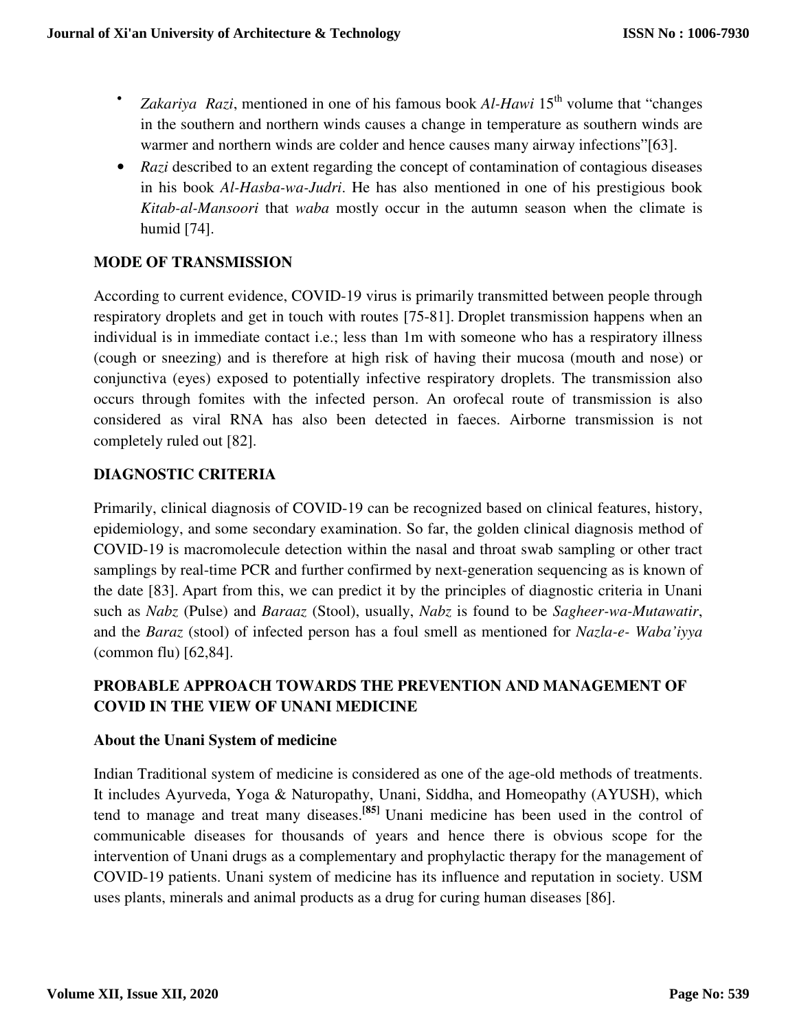- *Zakariya Razi*, mentioned in one of his famous book *Al-Hawi* 15th volume that "changes in the southern and northern winds causes a change in temperature as southern winds are warmer and northern winds are colder and hence causes many airway infections"[63].
- *Razi* described to an extent regarding the concept of contamination of contagious diseases in his book *Al-Hasba-wa-Judri*. He has also mentioned in one of his prestigious book *Kitab-al-Mansoori* that *waba* mostly occur in the autumn season when the climate is humid [74].

## MODE OF TRANSMISSION

According to current evidence, COVID-19 virus is primarily transmitted between people through respiratory droplets and get in touch with routes [75-81]. Droplet transmission happens when an individual is in immediate contact i.e.; less than 1m with someone who has a respiratory illness (cough or sneezing) and is therefore at high risk of having their mucosa (mouth and nose) or conjunctiva (eyes) exposed to potentially infective respiratory droplets. The transmission also occurs through fomites with the infected person. An orofecal route of transmission is also considered as viral RNA has also been detected in faeces. Airborne transmission is not completely ruled out [82].

## DIAGNOSTIC CRITERIA

Primarily, clinical diagnosis of COVID-19 can be recognized based on clinical features, history, epidemiology, and some secondary examination. So far, the golden clinical diagnosis method of COVID-19 is macromolecule detection within the nasal and throat swab sampling or other tract samplings by real-time PCR and further confirmed by next-generation sequencing as is known of the date [83]. Apart from this, we can predict it by the principles of diagnostic criteria in Unani such as *Nabz* (Pulse) and *Baraaz* (Stool), usually, *Nabz* is found to be *Sagheer-wa-Mutawatir*, and the *Baraz* (stool) of infected person has a foul smell as mentioned for *Nazla-e- Waba'iyya* (common flu) [62,84].

## PROBABLE APPROACH TOWARDS THE PREVENTION AND MANAGEMENT OF COVID IN THE VIEW OF UNANI MEDICINE

### About the Unani System of medicine

Indian Traditional system of medicine is considered as one of the age-old methods of treatments. It includes Ayurveda, Yoga & Naturopathy, Unani, Siddha, and Homeopathy (AYUSH), which tend to manage and treat many diseases.[85] Unani medicine has been used in the control of communicable diseases for thousands of years and hence there is obvious scope for the intervention of Unani drugs as a complementary and prophylactic therapy for the management of COVID-19 patients. Unani system of medicine has its influence and reputation in society. USM uses plants, minerals and animal products as a drug for curing human diseases [86].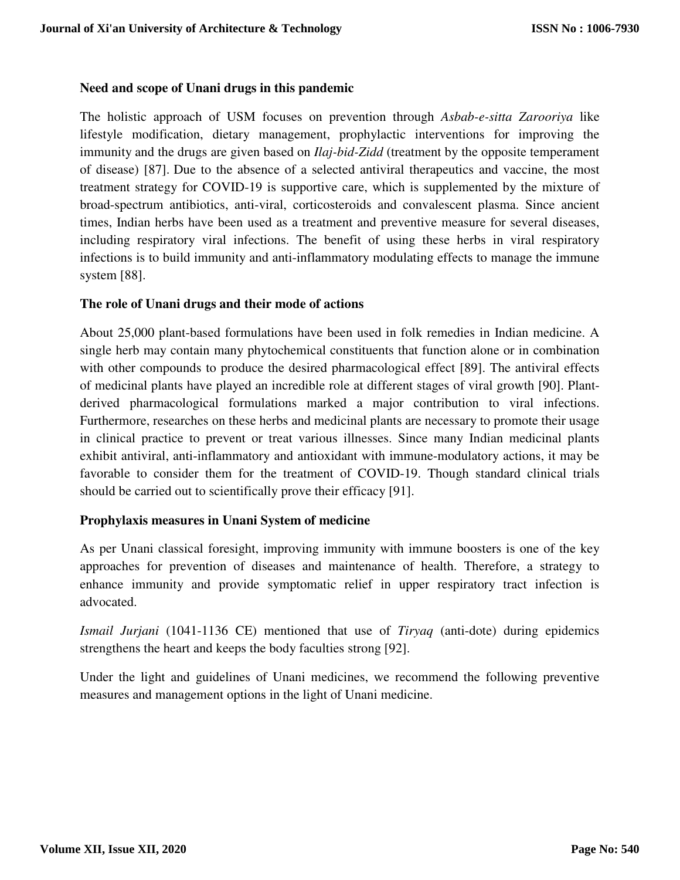### Need and scope of Unani drugs in this pandemic

The holistic approach of USM focuses on prevention through *Asbab-e-sitta Zarooriya* like lifestyle modification, dietary management, prophylactic interventions for improving the immunity and the drugs are given based on *Ilaj-bid-Zidd* (treatment by the opposite temperament of disease) [87]. Due to the absence of a selected antiviral therapeutics and vaccine, the most treatment strategy for COVID-19 is supportive care, which is supplemented by the mixture of broad-spectrum antibiotics, anti-viral, corticosteroids and convalescent plasma. Since ancient times, Indian herbs have been used as a treatment and preventive measure for several diseases, including respiratory viral infections. The benefit of using these herbs in viral respiratory infections is to build immunity and anti-inflammatory modulating effects to manage the immune system [88].

### The role of Unani drugs and their mode of actions

About 25,000 plant-based formulations have been used in folk remedies in Indian medicine. A single herb may contain many phytochemical constituents that function alone or in combination with other compounds to produce the desired pharmacological effect [89]. The antiviral effects of medicinal plants have played an incredible role at different stages of viral growth [90]. Plant-derived pharmacological formulations marked a major contribution to viral infections. Furthermore, researches on these herbs and medicinal plants are necessary to promote their usage in clinical practice to prevent or treat various illnesses. Since many Indian medicinal plants exhibit antiviral, anti-inflammatory and antioxidant with immune-modulatory actions, it may be favorable to consider them for the treatment of COVID-19. Though standard clinical trials should be carried out to scientifically prove their efficacy [91].

### Prophylaxis measures in Unani System of medicine

As per Unani classical foresight, improving immunity with immune boosters is one of the key approaches for prevention of diseases and maintenance of health. Therefore, a strategy to enhance immunity and provide symptomatic relief in upper respiratory tract infection is advocated.

*Ismail Jurjani* (1041-1136 CE) mentioned that use of *Tiryaq* (anti-dote) during epidemics strengthens the heart and keeps the body faculties strong [92].

Under the light and guidelines of Unani medicines, we recommend the following preventive measures and management options in the light of Unani medicine.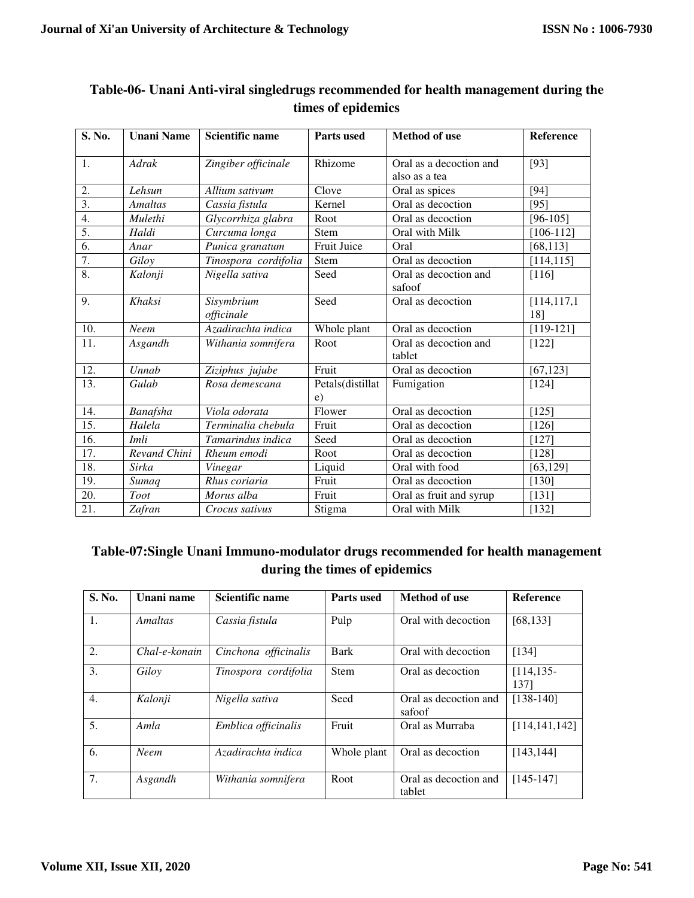### Table-06- Unani Anti-viral singledrugs recommended for health management during the times of epidemics

| S. No. | Unani Name | Scientific name | Parts used | Method of use | Reference |
|---|---|---|---|---|---|
| 1. | *Adrak* | *Zingiber officinale* | Rhizome | Oral as a decoction and also as a tea | [93] |
| 2. | *Lehsun* | *Allium sativum* | Clove | Oral as spices | [94] |
| 3. | *Amaltas* | *Cassia fistula* | Kernel | Oral as decoction | [95] |
| 4. | *Mulethi* | *Glycorrhiza glabra* | Root | Oral as decoction | [96-105] |
| 5. | *Haldi* | *Curcuma longa* | Stem | Oral with Milk | [106-112] |
| 6. | *Anar* | *Punica granatum* | Fruit Juice | Oral | [68,113] |
| 7. | *Giloy* | *Tinospora cordifolia* | Stem | Oral as decoction | [114,115] |
| 8. | *Kalonji* | *Nigella sativa* | Seed | Oral as decoction and safoof | [116] |
| 9. | *Khaksi* | *Sisymbrium officinale* | Seed | Oral as decoction | [114,117,118] |
| 10. | *Neem* | *Azadirachta indica* | Whole plant | Oral as decoction | [119-121] |
| 11. | *Asgandh* | *Withania somnifera* | Root | Oral as decoction and tablet | [122] |
| 12. | *Unnab* | *Ziziphus jujube* | Fruit | Oral as decoction | [67,123] |
| 13. | *Gulab* | *Rosa demescana* | Petals(distillate) | Fumigation | [124] |
| 14. | *Banafsha* | *Viola odorata* | Flower | Oral as decoction | [125] |
| 15. | *Halela* | *Terminalia chebula* | Fruit | Oral as decoction | [126] |
| 16. | *Imli* | *Tamarindus indica* | Seed | Oral as decoction | [127] |
| 17. | *Revand Chini* | *Rheum emodi* | Root | Oral as decoction | [128] |
| 18. | *Sirka* | *Vinegar* | Liquid | Oral with food | [63,129] |
| 19. | *Sumaq* | *Rhus coriaria* | Fruit | Oral as decoction | [130] |
| 20. | *Toot* | *Morus alba* | Fruit | Oral as fruit and syrup | [131] |
| 21. | *Zafran* | *Crocus sativus* | Stigma | Oral with Milk | [132] |

### Table-07:Single Unani Immuno-modulator drugs recommended for health management during the times of epidemics

| S. No. | Unani name | Scientific name | Parts used | Method of use | Reference |
|---|---|---|---|---|---|
| 1. | *Amaltas* | *Cassia fistula* | Pulp | Oral with decoction | [68,133] |
| 2. | *Chal-e-konain* | *Cinchona officinalis* | Bark | Oral with decoction | [134] |
| 3. | *Giloy* | *Tinospora cordifolia* | Stem | Oral as decoction | [114,135-137] |
| 4. | *Kalonji* | *Nigella sativa* | Seed | Oral as decoction and safoof | [138-140] |
| 5. | *Amla* | *Emblica officinalis* | Fruit | Oral as Murraba | [114,141,142] |
| 6. | *Neem* | *Azadirachta indica* | Whole plant | Oral as decoction | [143,144] |
| 7. | *Asgandh* | *Withania somnifera* | Root | Oral as decoction and tablet | [145-147] |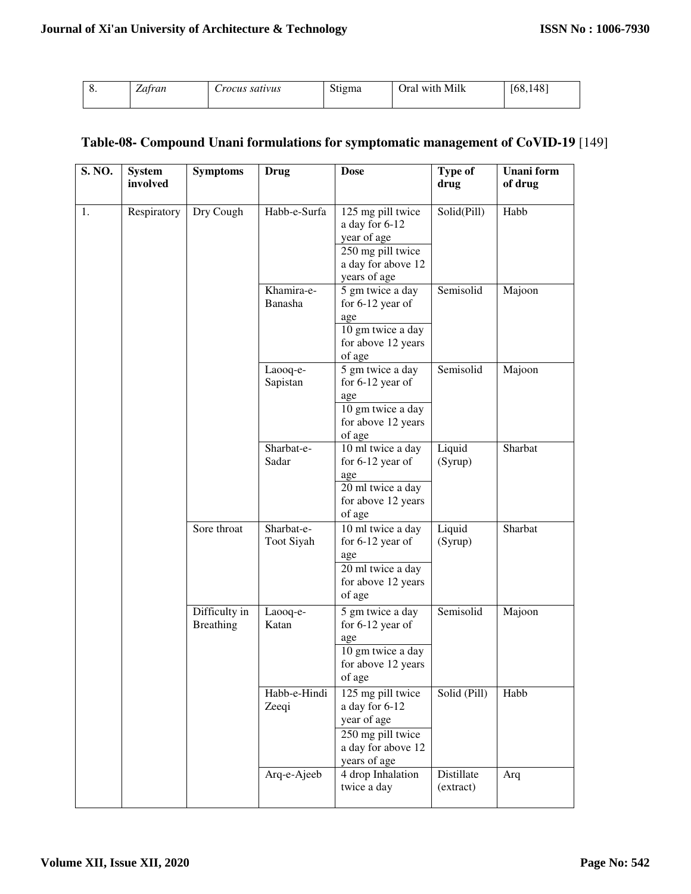| 8. | *Zafran* | *Crocus sativus* | Stigma | Oral with Milk | [68,148] |
|---|---|---|---|---|---|

### Table-08- Compound Unani formulations for symptomatic management of CoVID-19 [149]

| S. NO. | System involved | Symptoms | Drug | Dose | Type of drug | Unani form of drug |
|---|---|---|---|---|---|---|
| 1. | Respiratory | Dry Cough | Habb-e-Surfa | 125 mg pill twice a day for 6-12 year of age | Solid(Pill) | Habb |
| | | | | 250 mg pill twice a day for above 12 years of age | | |
| | | | Khamira-e-Banasha | 5 gm twice a day for 6-12 year of age | Semisolid | Majoon |
| | | | | 10 gm twice a day for above 12 years of age | | |
| | | | Laooq-e-Sapistan | 5 gm twice a day for 6-12 year of age | Semisolid | Majoon |
| | | | | 10 gm twice a day for above 12 years of age | | |
| | | | Sharbat-e-Sadar | 10 ml twice a day for 6-12 year of age | Liquid (Syrup) | Sharbat |
| | | | | 20 ml twice a day for above 12 years of age | | |
| | | Sore throat | Sharbat-e-Toot Siyah | 10 ml twice a day for 6-12 year of age | Liquid (Syrup) | Sharbat |
| | | | | 20 ml twice a day for above 12 years of age | | |
| | | Difficulty in Breathing | Laooq-e-Katan | 5 gm twice a day for 6-12 year of age | Semisolid | Majoon |
| | | | | 10 gm twice a day for above 12 years of age | | |
| | | | Habb-e-Hindi Zeeqi | 125 mg pill twice a day for 6-12 year of age | Solid (Pill) | Habb |
| | | | | 250 mg pill twice a day for above 12 years of age | | |
| | | | Arq-e-Ajeeb | 4 drop Inhalation twice a day | Distillate (extract) | Arq |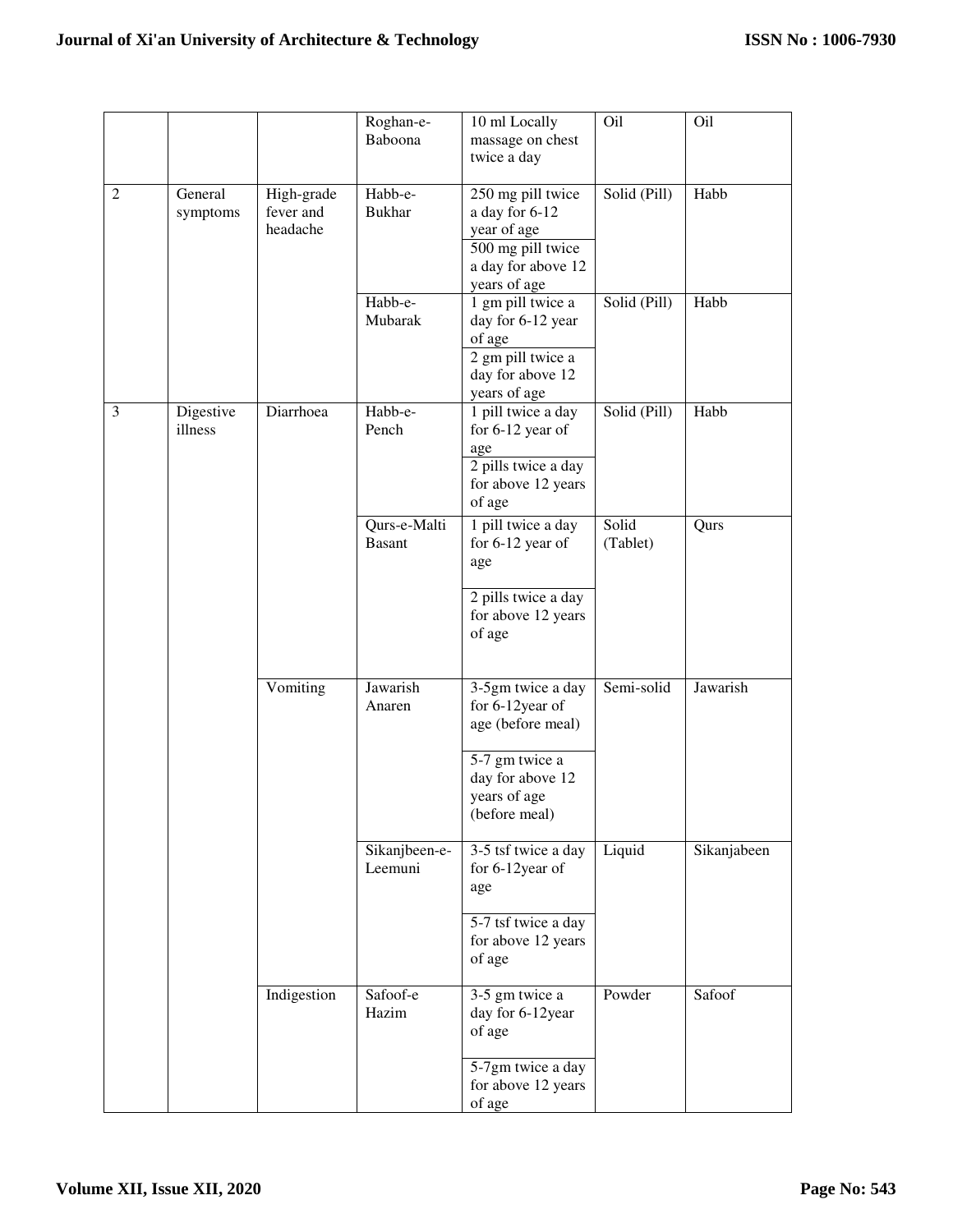| | | | Roghan-e-Baboona | 10 ml Locally massage on chest twice a day | Oil | Oil |
|---|---|---|---|---|---|---|
| 2 | General symptoms | High-grade fever and headache | Habb-e-Bukhar | 250 mg pill twice a day for 6-12 year of age | Solid (Pill) | Habb |
| | | | | 500 mg pill twice a day for above 12 years of age | | |
| | | | Habb-e-Mubarak | 1 gm pill twice a day for 6-12 year of age | Solid (Pill) | Habb |
| | | | | 2 gm pill twice a day for above 12 years of age | | |
| 3 | Digestive illness | Diarrhoea | Habb-e-Pench | 1 pill twice a day for 6-12 year of age | Solid (Pill) | Habb |
| | | | | 2 pills twice a day for above 12 years of age | | |
| | | | Qurs-e-Malti Basant | 1 pill twice a day for 6-12 year of age | Solid (Tablet) | Qurs |
| | | | | 2 pills twice a day for above 12 years of age | | |
| | | Vomiting | Jawarish Anaren | 3-5gm twice a day for 6-12year of age (before meal) | Semi-solid | Jawarish |
| | | | | 5-7 gm twice a day for above 12 years of age (before meal) | | |
| | | | Sikanjbeen-e-Leemuni | 3-5 tsf twice a day for 6-12year of age | Liquid | Sikanjabeen |
| | | | | 5-7 tsf twice a day for above 12 years of age | | |
| | | Indigestion | Safoof-e Hazim | 3-5 gm twice a day for 6-12year of age | Powder | Safoof |
| | | | | 5-7gm twice a day for above 12 years of age | | |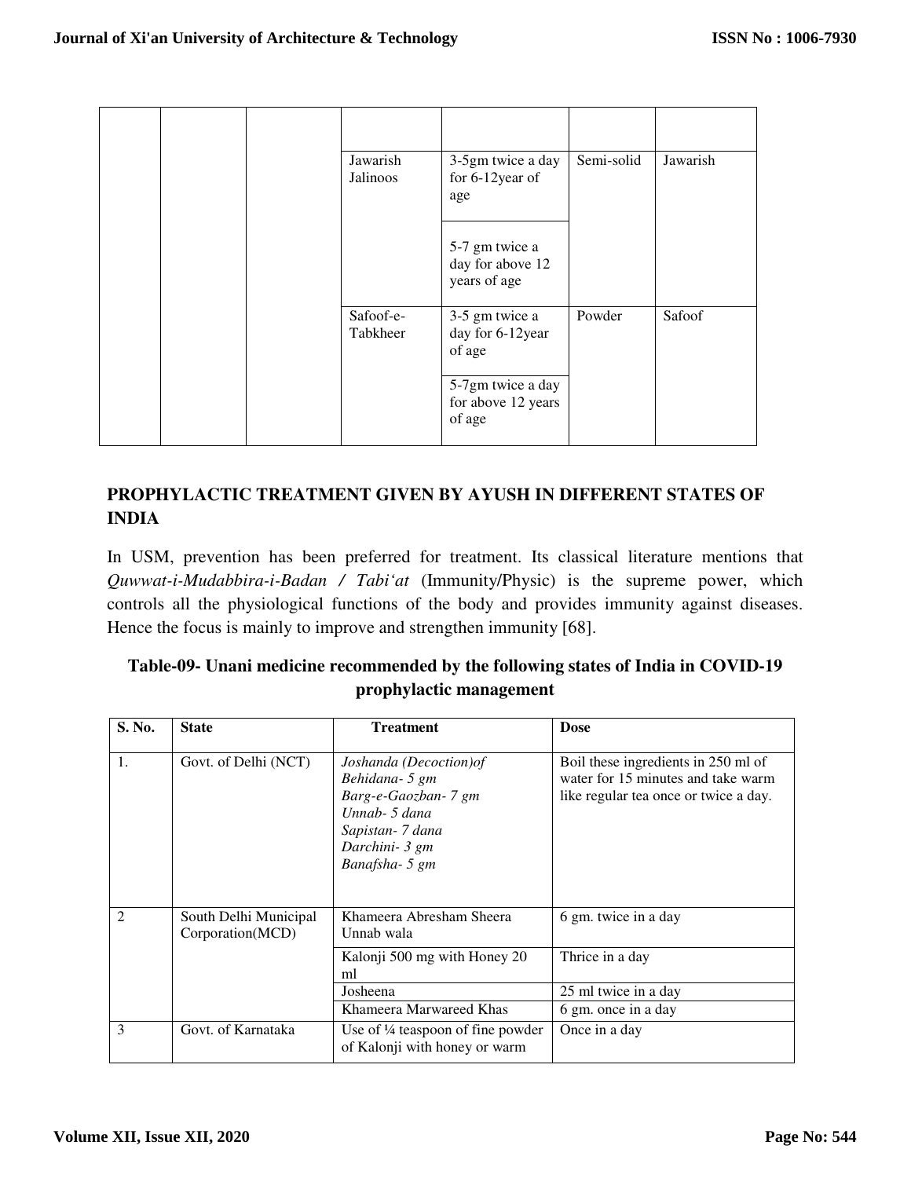| | | | | | | |
|---|---|---|---|---|---|---|
| | | | | | | |
| | | | Jawarish Jalinoos | 3-5gm twice a day for 6-12year of age | Semi-solid | Jawarish |
| | | | | 5-7 gm twice a day for above 12 years of age | | |
| | | | Safoof-e-Tabkheer | 3-5 gm twice a day for 6-12year of age | Powder | Safoof |
| | | | | 5-7gm twice a day for above 12 years of age | | |

## PROPHYLACTIC TREATMENT GIVEN BY AYUSH IN DIFFERENT STATES OF INDIA

In USM, prevention has been preferred for treatment. Its classical literature mentions that *Quwwat-i-Mudabbira-i-Badan / Tabi'at* (Immunity/Physic) is the supreme power, which controls all the physiological functions of the body and provides immunity against diseases. Hence the focus is mainly to improve and strengthen immunity [68].

**Table-09- Unani medicine recommended by the following states of India in COVID-19 prophylactic management**

| S. No. | State | Treatment | Dose |
|---|---|---|---|
| 1. | Govt. of Delhi (NCT) | *Joshanda (Decoction)of Behidana- 5 gm Barg-e-Gaozban- 7 gm Unnab- 5 dana Sapistan- 7 dana Darchini- 3 gm Banafsha- 5 gm* | Boil these ingredients in 250 ml of water for 15 minutes and take warm like regular tea once or twice a day. |
| 2 | South Delhi Municipal Corporation(MCD) | Khameera Abresham Sheera Unnab wala | 6 gm. twice in a day |
| | | Kalonji 500 mg with Honey 20 ml | Thrice in a day |
| | | Josheena | 25 ml twice in a day |
| | | Khameera Marwareed Khas | 6 gm. once in a day |
| 3 | Govt. of Karnataka | Use of ¼ teaspoon of fine powder of Kalonji with honey or warm | Once in a day |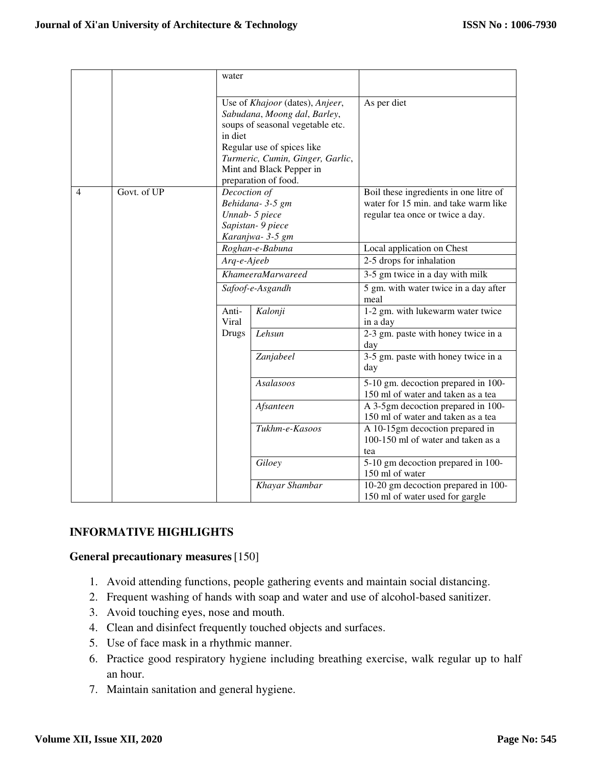| | | | | |
|---|---|---|---|---|
| | | water | | |
| | | Use of *Khajoor* (dates), *Anjeer*, *Sabudana*, *Moong dal*, *Barley*, soups of seasonal vegetable etc. in diet<br>Regular use of spices like *Turmeric, Cumin, Ginger, Garlic*, Mint and Black Pepper in preparation of food. | | As per diet |
| 4 | Govt. of UP | *Decoction of*<br>*Behidana- 3-5 gm*<br>*Unnab- 5 piece*<br>*Sapistan- 9 piece*<br>*Karanjwa- 3-5 gm* | | Boil these ingredients in one litre of water for 15 min. and take warm like regular tea once or twice a day. |
| | | *Roghan-e-Babuna* | | Local application on Chest |
| | | *Arq-e-Ajeeb* | | 2-5 drops for inhalation |
| | | *KhameeraMarwareed* | | 3-5 gm twice in a day with milk |
| | | *Safoof-e-Asgandh* | | 5 gm. with water twice in a day after meal |
| | | Anti-Viral Drugs | *Kalonji* | 1-2 gm. with lukewarm water twice in a day |
| | | | *Lehsun* | 2-3 gm. paste with honey twice in a day |
| | | | *Zanjabeel* | 3-5 gm. paste with honey twice in a day |
| | | | *Asalasoos* | 5-10 gm. decoction prepared in 100-150 ml of water and taken as a tea |
| | | | *Afsanteen* | A 3-5gm decoction prepared in 100-150 ml of water and taken as a tea |
| | | | *Tukhm-e-Kasoos* | A 10-15gm decoction prepared in 100-150 ml of water and taken as a tea |
| | | | *Giloey* | 5-10 gm decoction prepared in 100-150 ml of water |
| | | | *Khayar Shambar* | 10-20 gm decoction prepared in 100-150 ml of water used for gargle |

## INFORMATIVE HIGHLIGHTS

**General precautionary measures** [150]

1. Avoid attending functions, people gathering events and maintain social distancing.
2. Frequent washing of hands with soap and water and use of alcohol-based sanitizer.
3. Avoid touching eyes, nose and mouth.
4. Clean and disinfect frequently touched objects and surfaces.
5. Use of face mask in a rhythmic manner.
6. Practice good respiratory hygiene including breathing exercise, walk regular up to half an hour.
7. Maintain sanitation and general hygiene.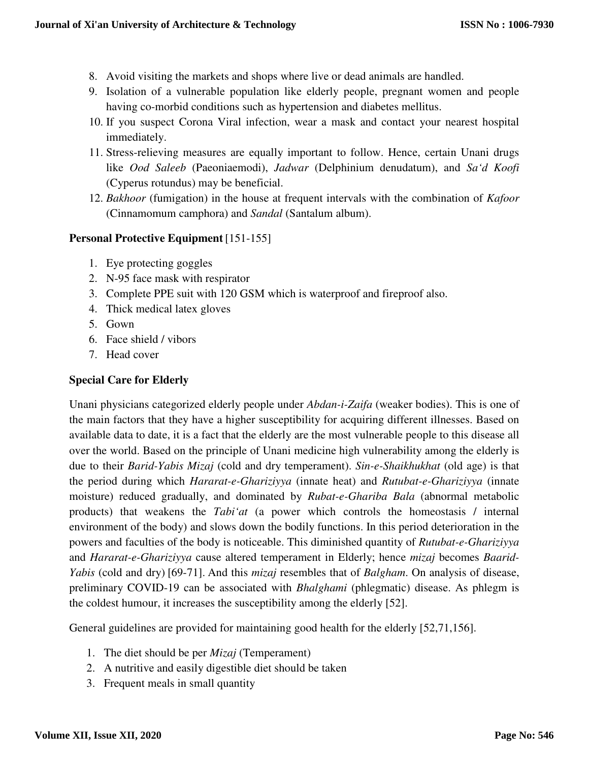8. Avoid visiting the markets and shops where live or dead animals are handled.
9. Isolation of a vulnerable population like elderly people, pregnant women and people having co-morbid conditions such as hypertension and diabetes mellitus.
10. If you suspect Corona Viral infection, wear a mask and contact your nearest hospital immediately.
11. Stress-relieving measures are equally important to follow. Hence, certain Unani drugs like *Ood Saleeb* (Paeoniaemodi), *Jadwar* (Delphinium denudatum), and *Sa'd Koofi* (Cyperus rotundus) may be beneficial.
12. *Bakhoor* (fumigation) in the house at frequent intervals with the combination of *Kafoor* (Cinnamomum camphora) and *Sandal* (Santalum album).

**Personal Protective Equipment** [151-155]

1. Eye protecting goggles
2. N-95 face mask with respirator
3. Complete PPE suit with 120 GSM which is waterproof and fireproof also.
4. Thick medical latex gloves
5. Gown
6. Face shield / vibors
7. Head cover

**Special Care for Elderly**

Unani physicians categorized elderly people under *Abdan-i-Zaifa* (weaker bodies). This is one of the main factors that they have a higher susceptibility for acquiring different illnesses. Based on available data to date, it is a fact that the elderly are the most vulnerable people to this disease all over the world. Based on the principle of Unani medicine high vulnerability among the elderly is due to their *Barid-Yabis Mizaj* (cold and dry temperament). *Sin-e-Shaikhukhat* (old age) is that the period during which *Hararat-e-Ghariziyya* (innate heat) and *Rutubat-e-Ghariziyya* (innate moisture) reduced gradually, and dominated by *Rubat-e-Ghariba Bala* (abnormal metabolic products) that weakens the *Tabi'at* (a power which controls the homeostasis / internal environment of the body) and slows down the bodily functions. In this period deterioration in the powers and faculties of the body is noticeable. This diminished quantity of *Rutubat-e-Ghariziyya* and *Hararat-e-Ghariziyya* cause altered temperament in Elderly; hence *mizaj* becomes *Baarid-Yabis* (cold and dry) [69-71]. And this *mizaj* resembles that of *Balgham*. On analysis of disease, preliminary COVID-19 can be associated with *Bhalghami* (phlegmatic) disease. As phlegm is the coldest humour, it increases the susceptibility among the elderly [52].

General guidelines are provided for maintaining good health for the elderly [52,71,156].

1. The diet should be per *Mizaj* (Temperament)
2. A nutritive and easily digestible diet should be taken
3. Frequent meals in small quantity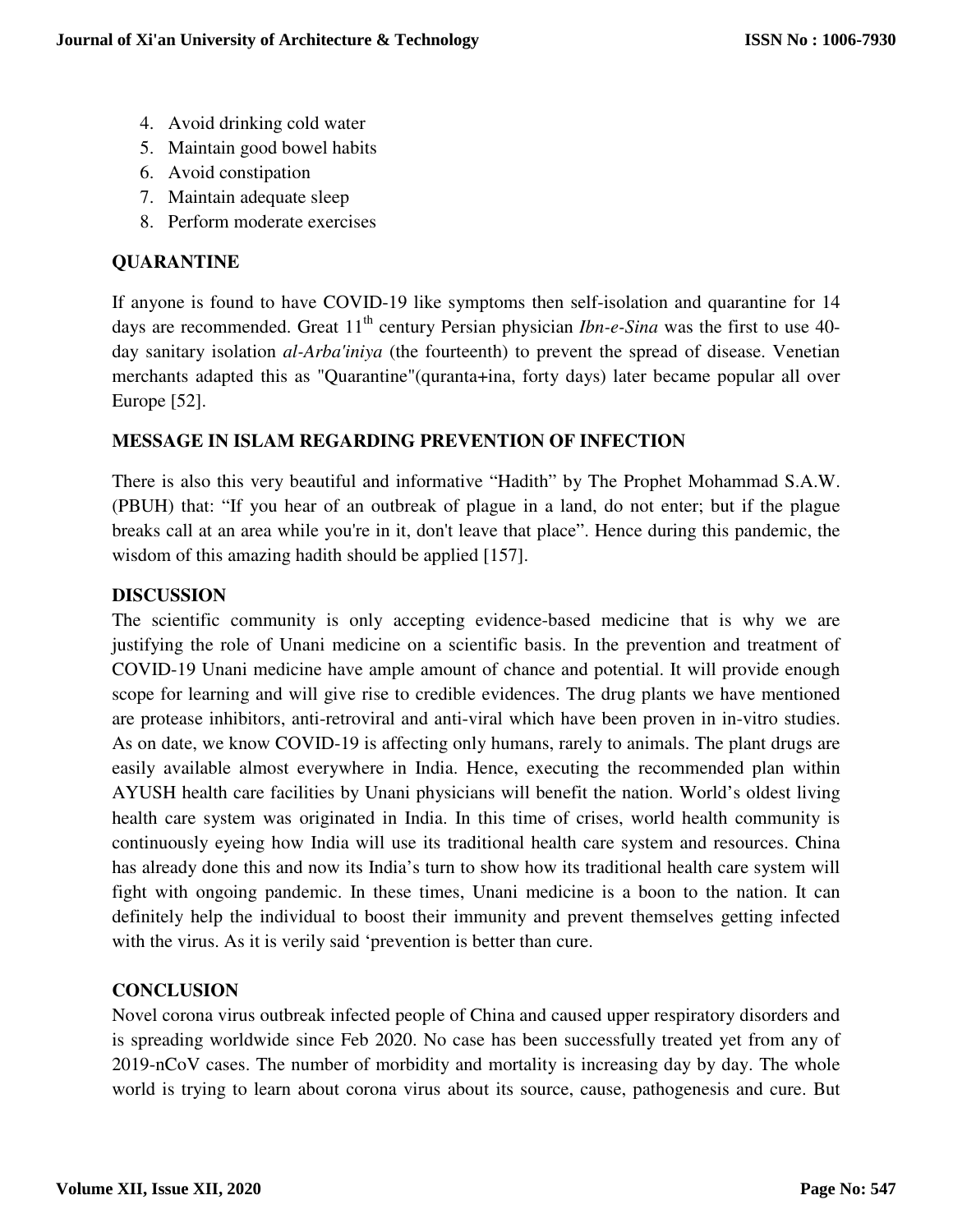4. Avoid drinking cold water
5. Maintain good bowel habits
6. Avoid constipation
7. Maintain adequate sleep
8. Perform moderate exercises

## QUARANTINE

If anyone is found to have COVID-19 like symptoms then self-isolation and quarantine for 14 days are recommended. Great 11$^{th}$ century Persian physician *Ibn-e-Sina* was the first to use 40-day sanitary isolation *al-Arba'iniya* (the fourteenth) to prevent the spread of disease. Venetian merchants adapted this as "Quarantine"(quranta+ina, forty days) later became popular all over Europe [52].

## MESSAGE IN ISLAM REGARDING PREVENTION OF INFECTION

There is also this very beautiful and informative "Hadith" by The Prophet Mohammad S.A.W. (PBUH) that: "If you hear of an outbreak of plague in a land, do not enter; but if the plague breaks call at an area while you're in it, don't leave that place". Hence during this pandemic, the wisdom of this amazing hadith should be applied [157].

## DISCUSSION

The scientific community is only accepting evidence-based medicine that is why we are justifying the role of Unani medicine on a scientific basis. In the prevention and treatment of COVID-19 Unani medicine have ample amount of chance and potential. It will provide enough scope for learning and will give rise to credible evidences. The drug plants we have mentioned are protease inhibitors, anti-retroviral and anti-viral which have been proven in in-vitro studies. As on date, we know COVID-19 is affecting only humans, rarely to animals. The plant drugs are easily available almost everywhere in India. Hence, executing the recommended plan within AYUSH health care facilities by Unani physicians will benefit the nation. World's oldest living health care system was originated in India. In this time of crises, world health community is continuously eyeing how India will use its traditional health care system and resources. China has already done this and now its India's turn to show how its traditional health care system will fight with ongoing pandemic. In these times, Unani medicine is a boon to the nation. It can definitely help the individual to boost their immunity and prevent themselves getting infected with the virus. As it is verily said 'prevention is better than cure.

## CONCLUSION

Novel corona virus outbreak infected people of China and caused upper respiratory disorders and is spreading worldwide since Feb 2020. No case has been successfully treated yet from any of 2019-nCoV cases. The number of morbidity and mortality is increasing day by day. The whole world is trying to learn about corona virus about its source, cause, pathogenesis and cure. But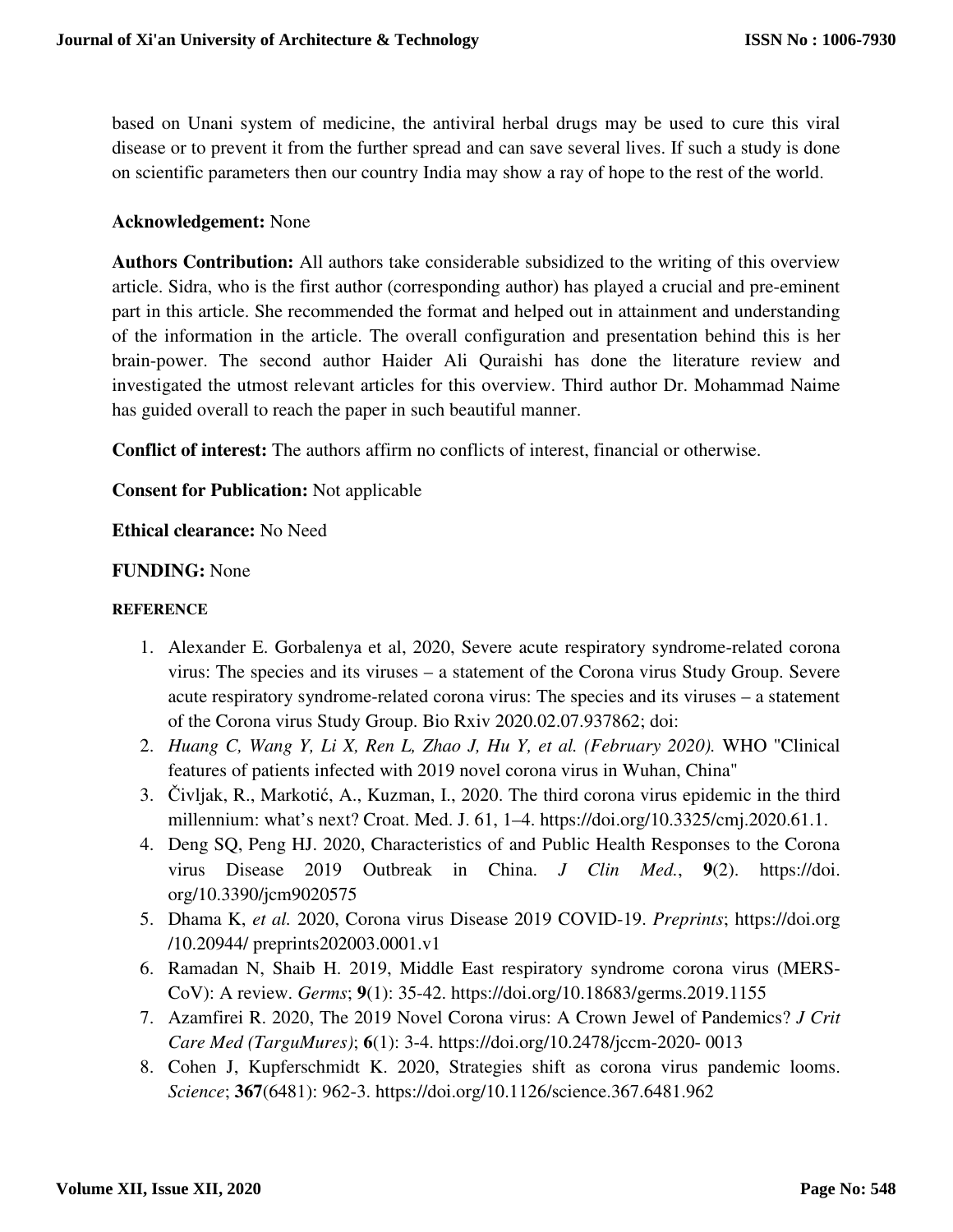based on Unani system of medicine, the antiviral herbal drugs may be used to cure this viral disease or to prevent it from the further spread and can save several lives. If such a study is done on scientific parameters then our country India may show a ray of hope to the rest of the world.

**Acknowledgement:** None

**Authors Contribution:** All authors take considerable subsidized to the writing of this overview article. Sidra, who is the first author (corresponding author) has played a crucial and pre-eminent part in this article. She recommended the format and helped out in attainment and understanding of the information in the article. The overall configuration and presentation behind this is her brain-power. The second author Haider Ali Quraishi has done the literature review and investigated the utmost relevant articles for this overview. Third author Dr. Mohammad Naime has guided overall to reach the paper in such beautiful manner.

**Conflict of interest:** The authors affirm no conflicts of interest, financial or otherwise.

**Consent for Publication:** Not applicable

**Ethical clearance:** No Need

**FUNDING:** None

**REFERENCE**

1. Alexander E. Gorbalenya et al, 2020, Severe acute respiratory syndrome-related corona virus: The species and its viruses – a statement of the Corona virus Study Group. Severe acute respiratory syndrome-related corona virus: The species and its viruses – a statement of the Corona virus Study Group. Bio Rxiv 2020.02.07.937862; doi:
2. *Huang C, Wang Y, Li X, Ren L, Zhao J, Hu Y, et al. (February 2020).* WHO "Clinical features of patients infected with 2019 novel corona virus in Wuhan, China"
3. Čivljak, R., Markotić, A., Kuzman, I., 2020. The third corona virus epidemic in the third millennium: what's next? Croat. Med. J. 61, 1–4. https://doi.org/10.3325/cmj.2020.61.1.
4. Deng SQ, Peng HJ. 2020, Characteristics of and Public Health Responses to the Corona virus Disease 2019 Outbreak in China. *J Clin Med.*, **9**(2). https://doi.org/10.3390/jcm9020575
5. Dhama K, *et al.* 2020, Corona virus Disease 2019 COVID-19. *Preprints*; https://doi.org /10.20944/ preprints202003.0001.v1
6. Ramadan N, Shaib H. 2019, Middle East respiratory syndrome corona virus (MERS-CoV): A review. *Germs*; **9**(1): 35-42. https://doi.org/10.18683/germs.2019.1155
7. Azamfirei R. 2020, The 2019 Novel Corona virus: A Crown Jewel of Pandemics? *J Crit Care Med (TarguMures)*; **6**(1): 3-4. https://doi.org/10.2478/jccm-2020- 0013
8. Cohen J, Kupferschmidt K. 2020, Strategies shift as corona virus pandemic looms. *Science*; **367**(6481): 962-3. https://doi.org/10.1126/science.367.6481.962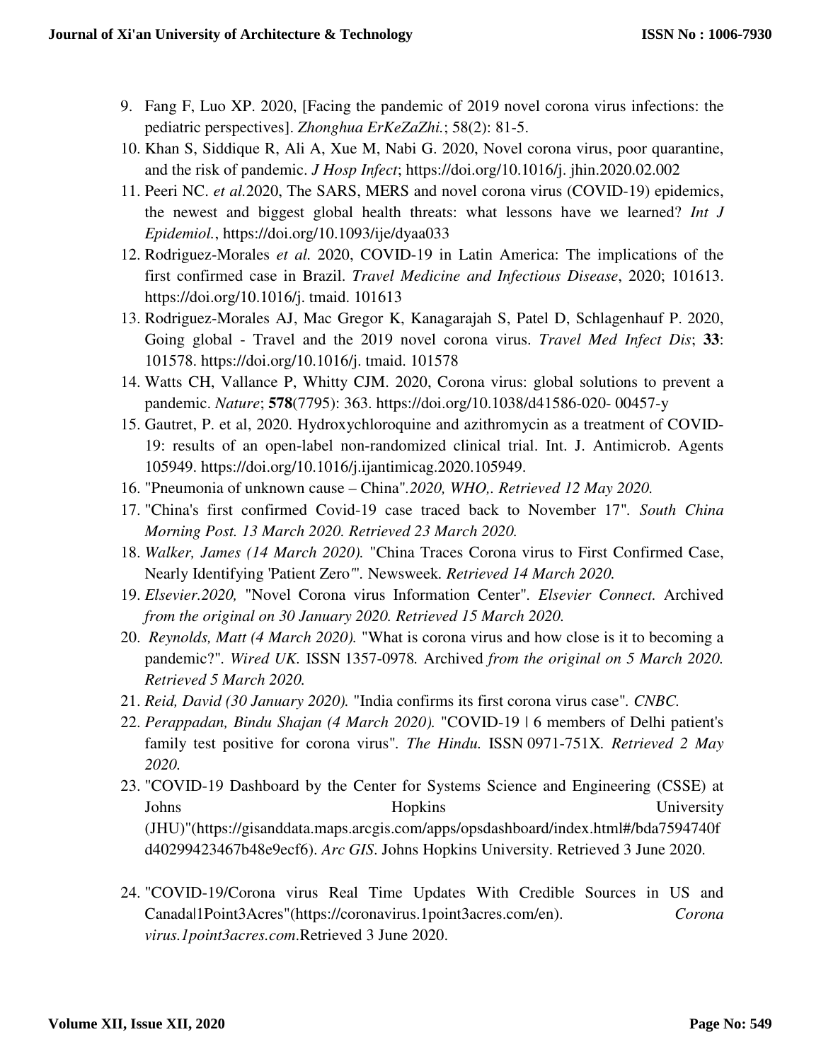9. Fang F, Luo XP. 2020, [Facing the pandemic of 2019 novel corona virus infections: the pediatric perspectives]. *Zhonghua ErKeZaZhi.*; 58(2): 81-5.
10. Khan S, Siddique R, Ali A, Xue M, Nabi G. 2020, Novel corona virus, poor quarantine, and the risk of pandemic. *J Hosp Infect*; https://doi.org/10.1016/j. jhin.2020.02.002
11. Peeri NC. *et al.*2020, The SARS, MERS and novel corona virus (COVID-19) epidemics, the newest and biggest global health threats: what lessons have we learned? *Int J Epidemiol.*, https://doi.org/10.1093/ije/dyaa033
12. Rodriguez-Morales *et al.* 2020, COVID-19 in Latin America: The implications of the first confirmed case in Brazil. *Travel Medicine and Infectious Disease*, 2020; 101613. https://doi.org/10.1016/j. tmaid. 101613
13. Rodriguez-Morales AJ, Mac Gregor K, Kanagarajah S, Patel D, Schlagenhauf P. 2020, Going global - Travel and the 2019 novel corona virus. *Travel Med Infect Dis*; **33**: 101578. https://doi.org/10.1016/j. tmaid. 101578
14. Watts CH, Vallance P, Whitty CJM. 2020, Corona virus: global solutions to prevent a pandemic. *Nature*; **578**(7795): 363. https://doi.org/10.1038/d41586-020- 00457-y
15. Gautret, P. et al, 2020. Hydroxychloroquine and azithromycin as a treatment of COVID-19: results of an open-label non-randomized clinical trial. Int. J. Antimicrob. Agents 105949. https://doi.org/10.1016/j.ijantimicag.2020.105949.
16. "Pneumonia of unknown cause – China".*2020, WHO,. Retrieved 12 May 2020.*
17. "China's first confirmed Covid-19 case traced back to November 17". *South China Morning Post. 13 March 2020. Retrieved 23 March 2020.*
18. *Walker, James (14 March 2020).* "China Traces Corona virus to First Confirmed Case, Nearly Identifying 'Patient Zero'". Newsweek*. Retrieved 14 March 2020.*
19. *Elsevier.2020,* "Novel Corona virus Information Center". *Elsevier Connect.* Archived *from the original on 30 January 2020. Retrieved 15 March 2020.*
20. *Reynolds, Matt (4 March 2020).* "What is corona virus and how close is it to becoming a pandemic?". *Wired UK.* ISSN 1357-0978*.* Archived *from the original on 5 March 2020. Retrieved 5 March 2020.*
21. *Reid, David (30 January 2020).* "India confirms its first corona virus case". *CNBC.*
22. *Perappadan, Bindu Shajan (4 March 2020).* "COVID-19 | 6 members of Delhi patient's family test positive for corona virus". *The Hindu.* ISSN 0971-751X*. Retrieved 2 May 2020.*
23. "COVID-19 Dashboard by the Center for Systems Science and Engineering (CSSE) at Johns Hopkins University (JHU)"(https://gisanddata.maps.arcgis.com/apps/opsdashboard/index.html#/bda7594740fd40299423467b48e9ecf6). *Arc GIS*. Johns Hopkins University. Retrieved 3 June 2020.
24. "COVID-19/Corona virus Real Time Updates With Credible Sources in US and Canada|1Point3Acres"(https://coronavirus.1point3acres.com/en). *Corona virus.1point3acres.com*.Retrieved 3 June 2020.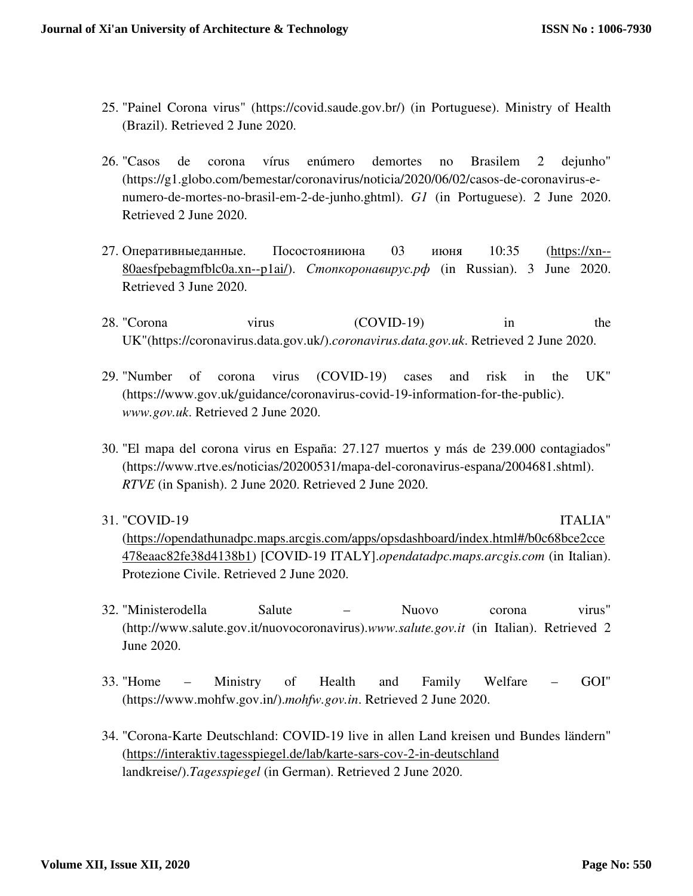25. "Painel Corona virus" (https://covid.saude.gov.br/) (in Portuguese). Ministry of Health (Brazil). Retrieved 2 June 2020.

26. "Casos de corona vírus enúmero demortes no Brasilem 2 dejunho" (https://g1.globo.com/bemestar/coronavirus/noticia/2020/06/02/casos-de-coronavirus-e-numero-de-mortes-no-brasil-em-2-de-junho.ghtml). *G1* (in Portuguese). 2 June 2020. Retrieved 2 June 2020.

27. Оперативныеданные. Посостояниюна 03 июня 10:35 (https://xn--80aesfpebagmfblc0a.xn--p1ai/). *Стопкоронавирус.рф* (in Russian). 3 June 2020. Retrieved 3 June 2020.

28. "Corona virus (COVID-19) in the UK"(https://coronavirus.data.gov.uk/).*coronavirus.data.gov.uk*. Retrieved 2 June 2020.

29. "Number of corona virus (COVID-19) cases and risk in the UK" (https://www.gov.uk/guidance/coronavirus-covid-19-information-for-the-public). *www.gov.uk*. Retrieved 2 June 2020.

30. "El mapa del corona virus en España: 27.127 muertos y más de 239.000 contagiados" (https://www.rtve.es/noticias/20200531/mapa-del-coronavirus-espana/2004681.shtml). *RTVE* (in Spanish). 2 June 2020. Retrieved 2 June 2020.

31. "COVID-19 ITALIA" (https://opendathunadpc.maps.arcgis.com/apps/opsdashboard/index.html#/b0c68bce2cce478eaac82fe38d4138b1) [COVID-19 ITALY].*opendatadpc.maps.arcgis.com* (in Italian). Protezione Civile. Retrieved 2 June 2020.

32. "Ministerodella Salute – Nuovo corona virus" (http://www.salute.gov.it/nuovocoronavirus).*www.salute.gov.it* (in Italian). Retrieved 2 June 2020.

33. "Home – Ministry of Health and Family Welfare – GOI" (https://www.mohfw.gov.in/).*mohfw.gov.in*. Retrieved 2 June 2020.

34. "Corona-Karte Deutschland: COVID-19 live in allen Land kreisen und Bundes ländern" (https://interaktiv.tagesspiegel.de/lab/karte-sars-cov-2-in-deutschland landkreise/).*Tagesspiegel* (in German). Retrieved 2 June 2020.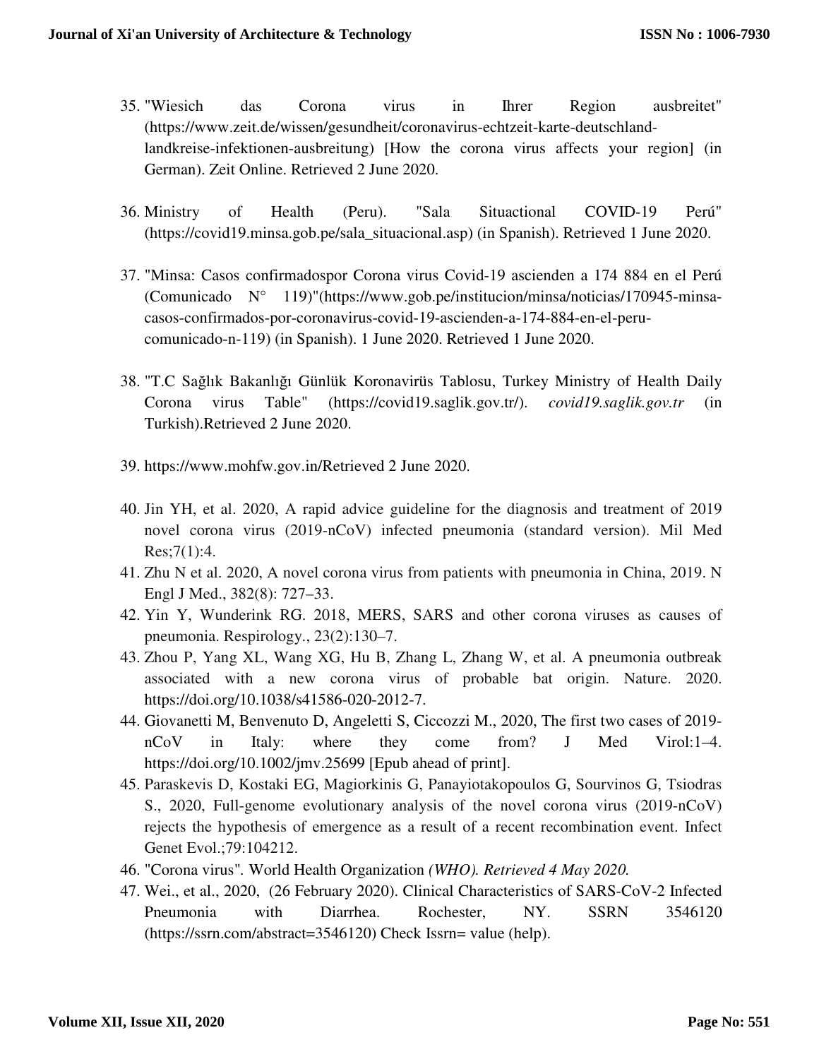35. "Wiesich das Corona virus in Ihrer Region ausbreitet" (https://www.zeit.de/wissen/gesundheit/coronavirus-echtzeit-karte-deutschland-landkreise-infektionen-ausbreitung) [How the corona virus affects your region] (in German). Zeit Online. Retrieved 2 June 2020.

36. Ministry of Health (Peru). "Sala Situactional COVID-19 Perú" (https://covid19.minsa.gob.pe/sala_situacional.asp) (in Spanish). Retrieved 1 June 2020.

37. "Minsa: Casos confirmadospor Corona virus Covid-19 ascienden a 174 884 en el Perú (Comunicado N° 119)"(https://www.gob.pe/institucion/minsa/noticias/170945-minsa-casos-confirmados-por-coronavirus-covid-19-ascienden-a-174-884-en-el-peru-comunicado-n-119) (in Spanish). 1 June 2020. Retrieved 1 June 2020.

38. "T.C Sağlık Bakanlığı Günlük Koronavirüs Tablosu, Turkey Ministry of Health Daily Corona virus Table" (https://covid19.saglik.gov.tr/). *covid19.saglik.gov.tr* (in Turkish).Retrieved 2 June 2020.

39. https://www.mohfw.gov.in/Retrieved 2 June 2020.

40. Jin YH, et al. 2020, A rapid advice guideline for the diagnosis and treatment of 2019 novel corona virus (2019-nCoV) infected pneumonia (standard version). Mil Med Res;7(1):4.
41. Zhu N et al. 2020, A novel corona virus from patients with pneumonia in China, 2019. N Engl J Med., 382(8): 727–33.
42. Yin Y, Wunderink RG. 2018, MERS, SARS and other corona viruses as causes of pneumonia. Respirology., 23(2):130–7.
43. Zhou P, Yang XL, Wang XG, Hu B, Zhang L, Zhang W, et al. A pneumonia outbreak associated with a new corona virus of probable bat origin. Nature. 2020. https://doi.org/10.1038/s41586-020-2012-7.
44. Giovanetti M, Benvenuto D, Angeletti S, Ciccozzi M., 2020, The first two cases of 2019-nCoV in Italy: where they come from? J Med Virol:1–4. https://doi.org/10.1002/jmv.25699 [Epub ahead of print].
45. Paraskevis D, Kostaki EG, Magiorkinis G, Panayiotakopoulos G, Sourvinos G, Tsiodras S., 2020, Full-genome evolutionary analysis of the novel corona virus (2019-nCoV) rejects the hypothesis of emergence as a result of a recent recombination event. Infect Genet Evol.;79:104212.
46. "Corona virus". World Health Organization *(WHO). Retrieved 4 May 2020.*
47. Wei., et al., 2020, (26 February 2020). Clinical Characteristics of SARS-CoV-2 Infected Pneumonia with Diarrhea. Rochester, NY. SSRN 3546120 (https://ssrn.com/abstract=3546120) Check Issrn= value (help).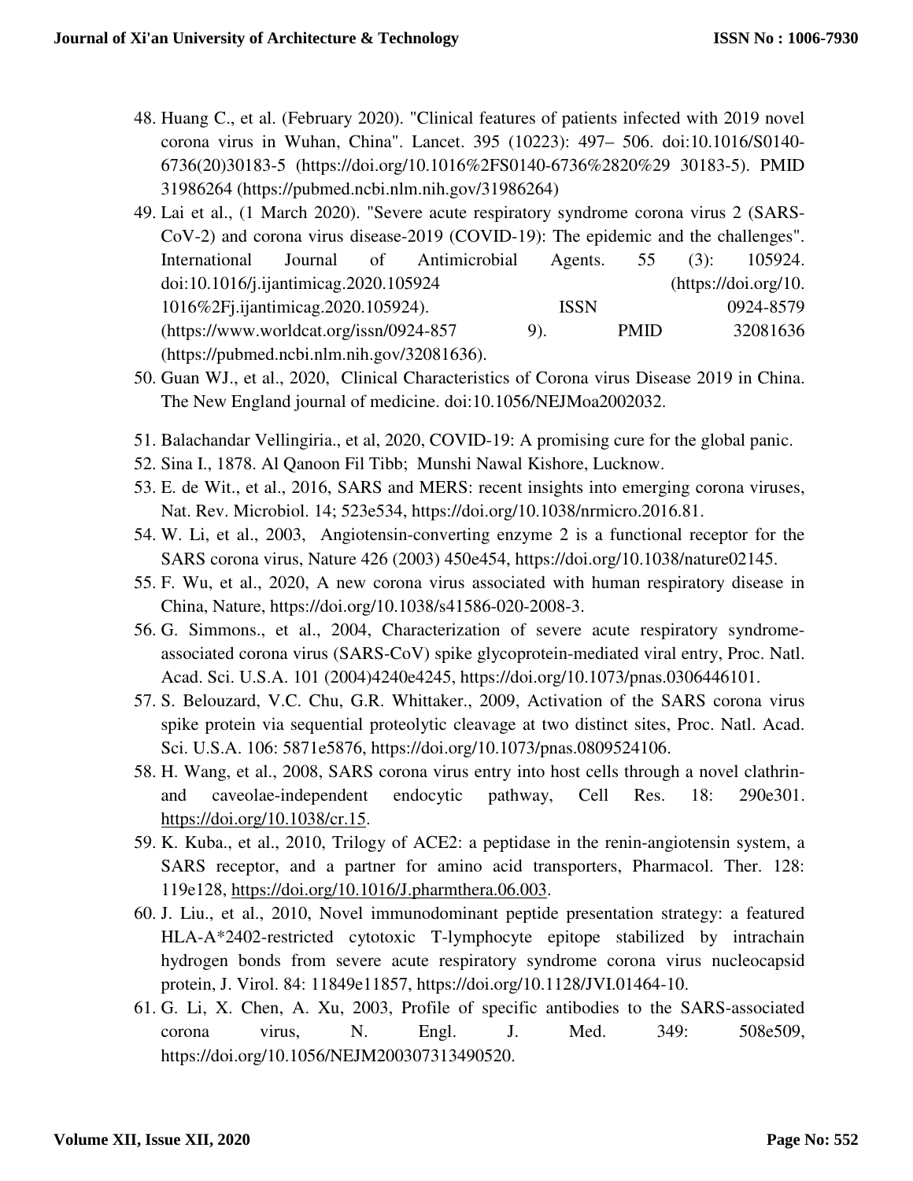48. Huang C., et al. (February 2020). "Clinical features of patients infected with 2019 novel corona virus in Wuhan, China". Lancet. 395 (10223): 497– 506. doi:10.1016/S0140-6736(20)30183-5 (https://doi.org/10.1016%2FS0140-6736%2820%29 30183-5). PMID 31986264 (https://pubmed.ncbi.nlm.nih.gov/31986264)
49. Lai et al., (1 March 2020). "Severe acute respiratory syndrome corona virus 2 (SARS-CoV-2) and corona virus disease-2019 (COVID-19): The epidemic and the challenges". International Journal of Antimicrobial Agents. 55 (3): 105924. doi:10.1016/j.ijantimicag.2020.105924 (https://doi.org/10. 1016%2Fj.ijantimicag.2020.105924). ISSN 0924-8579 (https://www.worldcat.org/issn/0924-857 9). PMID 32081636 (https://pubmed.ncbi.nlm.nih.gov/32081636).
50. Guan WJ., et al., 2020, Clinical Characteristics of Corona virus Disease 2019 in China. The New England journal of medicine. doi:10.1056/NEJMoa2002032.
51. Balachandar Vellingiria., et al, 2020, COVID-19: A promising cure for the global panic.
52. Sina I., 1878. Al Qanoon Fil Tibb; Munshi Nawal Kishore, Lucknow.
53. E. de Wit., et al., 2016, SARS and MERS: recent insights into emerging corona viruses, Nat. Rev. Microbiol. 14; 523e534, https://doi.org/10.1038/nrmicro.2016.81.
54. W. Li, et al., 2003, Angiotensin-converting enzyme 2 is a functional receptor for the SARS corona virus, Nature 426 (2003) 450e454, https://doi.org/10.1038/nature02145.
55. F. Wu, et al., 2020, A new corona virus associated with human respiratory disease in China, Nature, https://doi.org/10.1038/s41586-020-2008-3.
56. G. Simmons., et al., 2004, Characterization of severe acute respiratory syndrome-associated corona virus (SARS-CoV) spike glycoprotein-mediated viral entry, Proc. Natl. Acad. Sci. U.S.A. 101 (2004)4240e4245, https://doi.org/10.1073/pnas.0306446101.
57. S. Belouzard, V.C. Chu, G.R. Whittaker., 2009, Activation of the SARS corona virus spike protein via sequential proteolytic cleavage at two distinct sites, Proc. Natl. Acad. Sci. U.S.A. 106: 5871e5876, https://doi.org/10.1073/pnas.0809524106.
58. H. Wang, et al., 2008, SARS corona virus entry into host cells through a novel clathrin-and caveolae-independent endocytic pathway, Cell Res. 18: 290e301. https://doi.org/10.1038/cr.15.
59. K. Kuba., et al., 2010, Trilogy of ACE2: a peptidase in the renin-angiotensin system, a SARS receptor, and a partner for amino acid transporters, Pharmacol. Ther. 128: 119e128, https://doi.org/10.1016/J.pharmthera.06.003.
60. J. Liu., et al., 2010, Novel immunodominant peptide presentation strategy: a featured HLA-A*2402-restricted cytotoxic T-lymphocyte epitope stabilized by intrachain hydrogen bonds from severe acute respiratory syndrome corona virus nucleocapsid protein, J. Virol. 84: 11849e11857, https://doi.org/10.1128/JVI.01464-10.
61. G. Li, X. Chen, A. Xu, 2003, Profile of specific antibodies to the SARS-associated corona virus, N. Engl. J. Med. 349: 508e509, https://doi.org/10.1056/NEJM200307313490520.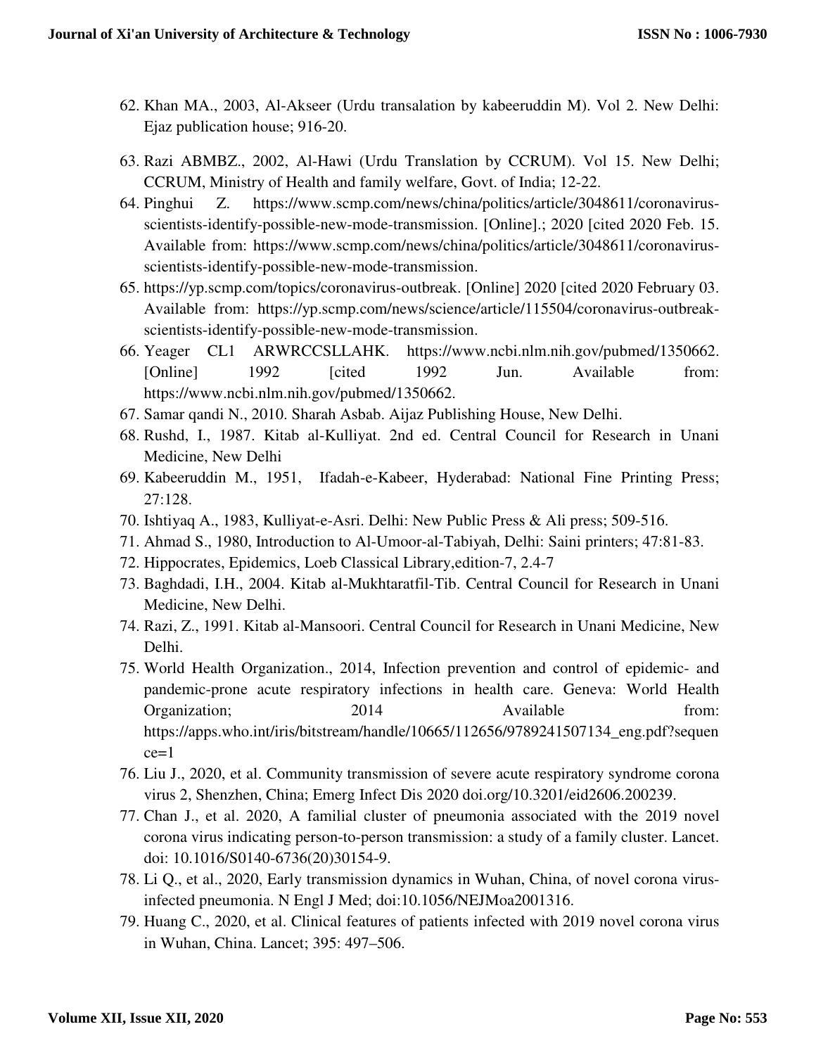62. Khan MA., 2003, Al-Akseer (Urdu transalation by kabeeruddin M). Vol 2. New Delhi: Ejaz publication house; 916-20.
63. Razi ABMBZ., 2002, Al-Hawi (Urdu Translation by CCRUM). Vol 15. New Delhi; CCRUM, Ministry of Health and family welfare, Govt. of India; 12-22.
64. Pinghui Z. https://www.scmp.com/news/china/politics/article/3048611/coronavirus-scientists-identify-possible-new-mode-transmission. [Online].; 2020 [cited 2020 Feb. 15. Available from: https://www.scmp.com/news/china/politics/article/3048611/coronavirus-scientists-identify-possible-new-mode-transmission.
65. https://yp.scmp.com/topics/coronavirus-outbreak. [Online] 2020 [cited 2020 February 03. Available from: https://yp.scmp.com/news/science/article/115504/coronavirus-outbreak-scientists-identify-possible-new-mode-transmission.
66. Yeager CL1 ARWRCCSLLAHK. https://www.ncbi.nlm.nih.gov/pubmed/1350662. [Online] 1992 [cited 1992 Jun. Available from: https://www.ncbi.nlm.nih.gov/pubmed/1350662.
67. Samar qandi N., 2010. Sharah Asbab. Aijaz Publishing House, New Delhi.
68. Rushd, I., 1987. Kitab al-Kulliyat. 2nd ed. Central Council for Research in Unani Medicine, New Delhi
69. Kabeeruddin M., 1951, Ifadah-e-Kabeer, Hyderabad: National Fine Printing Press; 27:128.
70. Ishtiyaq A., 1983, Kulliyat-e-Asri. Delhi: New Public Press & Ali press; 509-516.
71. Ahmad S., 1980, Introduction to Al-Umoor-al-Tabiyah, Delhi: Saini printers; 47:81-83.
72. Hippocrates, Epidemics, Loeb Classical Library,edition-7, 2.4-7
73. Baghdadi, I.H., 2004. Kitab al-Mukhtaratfil-Tib. Central Council for Research in Unani Medicine, New Delhi.
74. Razi, Z., 1991. Kitab al-Mansoori. Central Council for Research in Unani Medicine, New Delhi.
75. World Health Organization., 2014, Infection prevention and control of epidemic- and pandemic-prone acute respiratory infections in health care. Geneva: World Health Organization; 2014 Available from: https://apps.who.int/iris/bitstream/handle/10665/112656/9789241507134_eng.pdf?sequence=1
76. Liu J., 2020, et al. Community transmission of severe acute respiratory syndrome corona virus 2, Shenzhen, China; Emerg Infect Dis 2020 doi.org/10.3201/eid2606.200239.
77. Chan J., et al. 2020, A familial cluster of pneumonia associated with the 2019 novel corona virus indicating person-to-person transmission: a study of a family cluster. Lancet. doi: 10.1016/S0140-6736(20)30154-9.
78. Li Q., et al., 2020, Early transmission dynamics in Wuhan, China, of novel corona virus-infected pneumonia. N Engl J Med; doi:10.1056/NEJMoa2001316.
79. Huang C., 2020, et al. Clinical features of patients infected with 2019 novel corona virus in Wuhan, China. Lancet; 395: 497–506.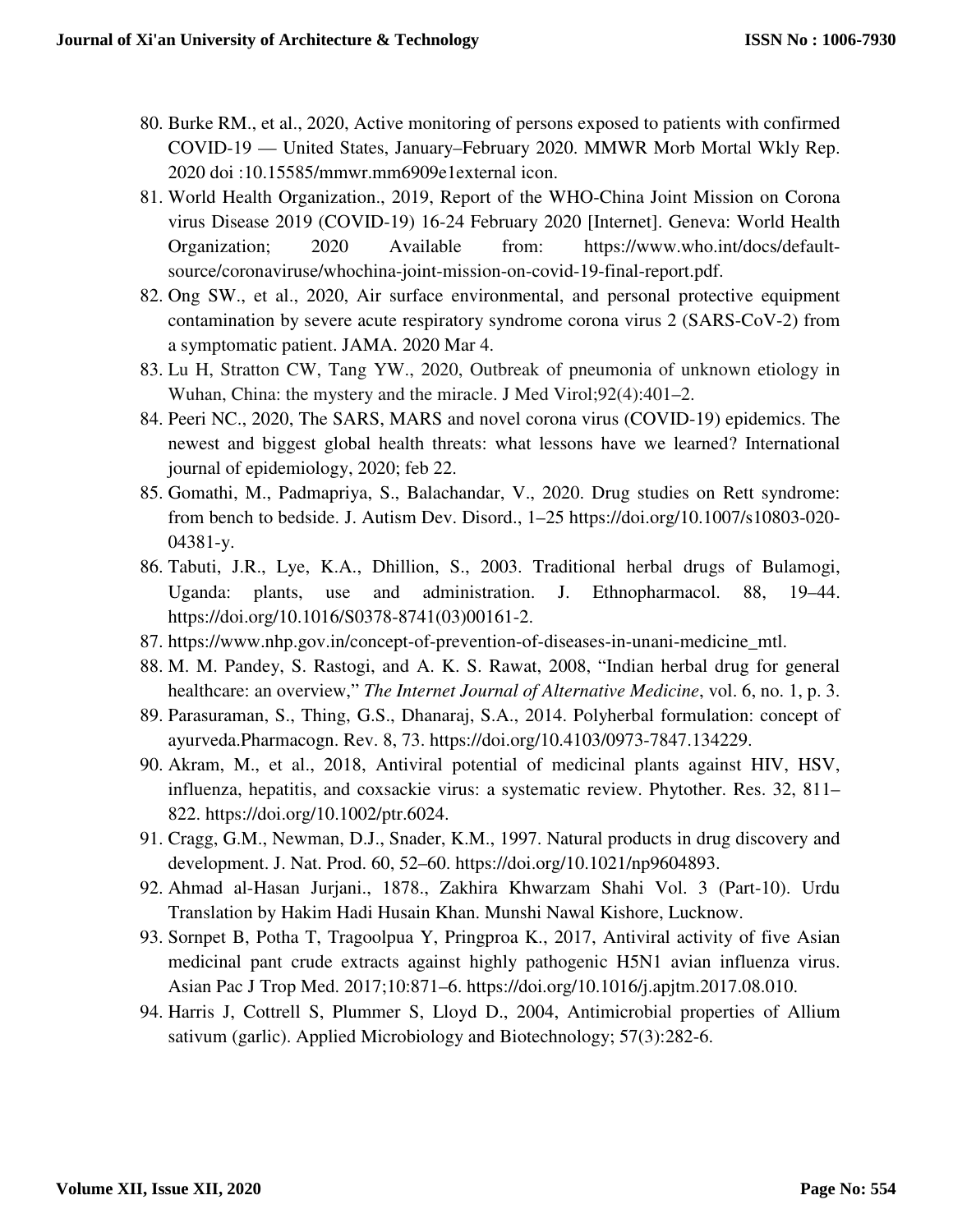80. Burke RM., et al., 2020, Active monitoring of persons exposed to patients with confirmed COVID-19 — United States, January–February 2020. MMWR Morb Mortal Wkly Rep. 2020 doi :10.15585/mmwr.mm6909e1external icon.
81. World Health Organization., 2019, Report of the WHO-China Joint Mission on Corona virus Disease 2019 (COVID-19) 16-24 February 2020 [Internet]. Geneva: World Health Organization; 2020 Available from: https://www.who.int/docs/default-source/coronaviruse/whochina-joint-mission-on-covid-19-final-report.pdf.
82. Ong SW., et al., 2020, Air surface environmental, and personal protective equipment contamination by severe acute respiratory syndrome corona virus 2 (SARS-CoV-2) from a symptomatic patient. JAMA. 2020 Mar 4.
83. Lu H, Stratton CW, Tang YW., 2020, Outbreak of pneumonia of unknown etiology in Wuhan, China: the mystery and the miracle. J Med Virol;92(4):401–2.
84. Peeri NC., 2020, The SARS, MARS and novel corona virus (COVID-19) epidemics. The newest and biggest global health threats: what lessons have we learned? International journal of epidemiology, 2020; feb 22.
85. Gomathi, M., Padmapriya, S., Balachandar, V., 2020. Drug studies on Rett syndrome: from bench to bedside. J. Autism Dev. Disord., 1–25 https://doi.org/10.1007/s10803-020-04381-y.
86. Tabuti, J.R., Lye, K.A., Dhillion, S., 2003. Traditional herbal drugs of Bulamogi, Uganda: plants, use and administration. J. Ethnopharmacol. 88, 19–44. https://doi.org/10.1016/S0378-8741(03)00161-2.
87. https://www.nhp.gov.in/concept-of-prevention-of-diseases-in-unani-medicine_mtl.
88. M. M. Pandey, S. Rastogi, and A. K. S. Rawat, 2008, "Indian herbal drug for general healthcare: an overview," *The Internet Journal of Alternative Medicine*, vol. 6, no. 1, p. 3.
89. Parasuraman, S., Thing, G.S., Dhanaraj, S.A., 2014. Polyherbal formulation: concept of ayurveda.Pharmacogn. Rev. 8, 73. https://doi.org/10.4103/0973-7847.134229.
90. Akram, M., et al., 2018, Antiviral potential of medicinal plants against HIV, HSV, influenza, hepatitis, and coxsackie virus: a systematic review. Phytother. Res. 32, 811–822. https://doi.org/10.1002/ptr.6024.
91. Cragg, G.M., Newman, D.J., Snader, K.M., 1997. Natural products in drug discovery and development. J. Nat. Prod. 60, 52–60. https://doi.org/10.1021/np9604893.
92. Ahmad al-Hasan Jurjani., 1878., Zakhira Khwarzam Shahi Vol. 3 (Part-10). Urdu Translation by Hakim Hadi Husain Khan. Munshi Nawal Kishore, Lucknow.
93. Sornpet B, Potha T, Tragoolpua Y, Pringproa K., 2017, Antiviral activity of five Asian medicinal pant crude extracts against highly pathogenic H5N1 avian influenza virus. Asian Pac J Trop Med. 2017;10:871–6. https://doi.org/10.1016/j.apjtm.2017.08.010.
94. Harris J, Cottrell S, Plummer S, Lloyd D., 2004, Antimicrobial properties of Allium sativum (garlic). Applied Microbiology and Biotechnology; 57(3):282-6.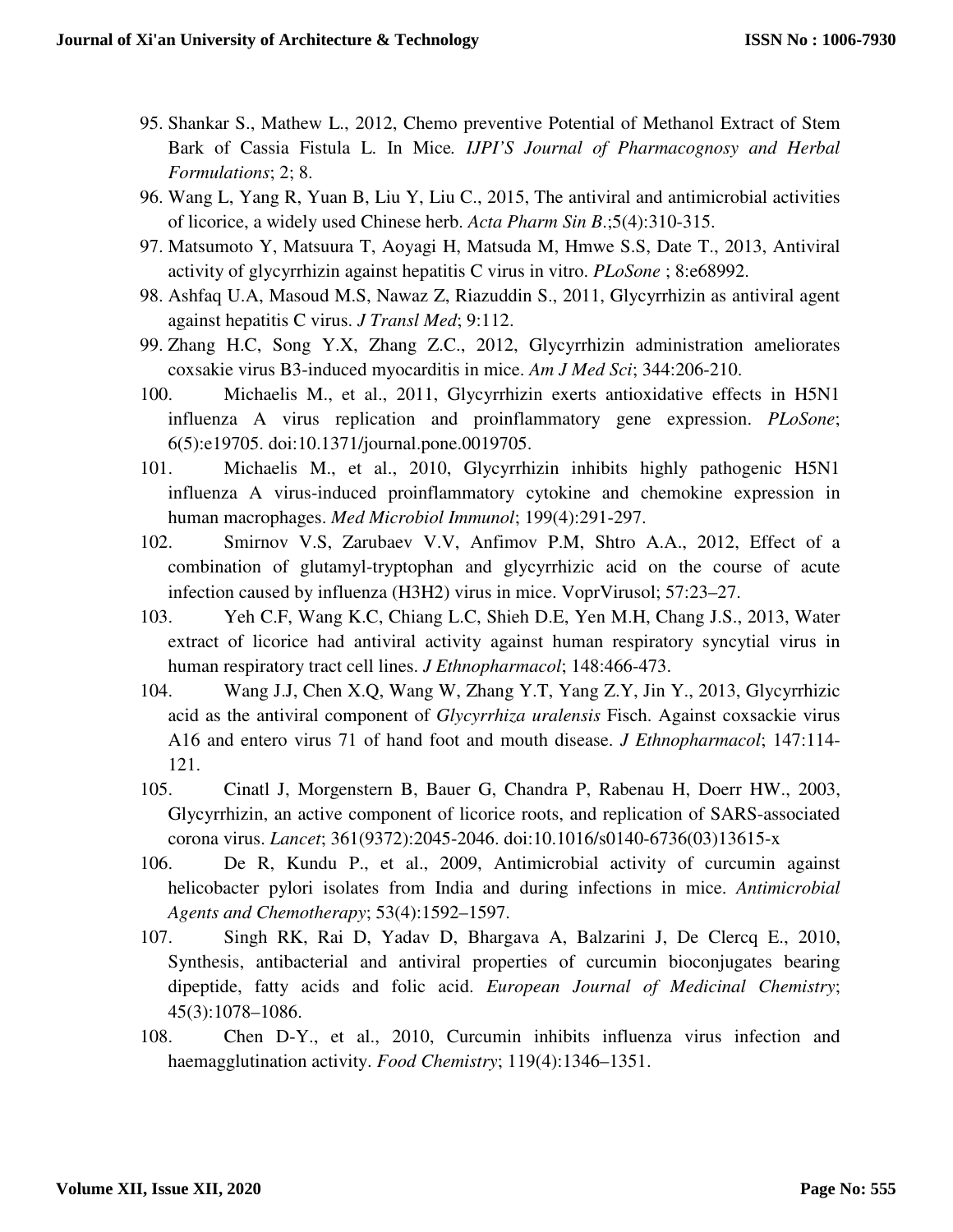95. Shankar S., Mathew L., 2012, Chemo preventive Potential of Methanol Extract of Stem Bark of Cassia Fistula L. In Mice. *IJPI'S Journal of Pharmacognosy and Herbal Formulations*; 2; 8.
96. Wang L, Yang R, Yuan B, Liu Y, Liu C., 2015, The antiviral and antimicrobial activities of licorice, a widely used Chinese herb. *Acta Pharm Sin B*.;5(4):310-315.
97. Matsumoto Y, Matsuura T, Aoyagi H, Matsuda M, Hmwe S.S, Date T., 2013, Antiviral activity of glycyrrhizin against hepatitis C virus in vitro. *PLoSone* ; 8:e68992.
98. Ashfaq U.A, Masoud M.S, Nawaz Z, Riazuddin S., 2011, Glycyrrhizin as antiviral agent against hepatitis C virus. *J Transl Med*; 9:112.
99. Zhang H.C, Song Y.X, Zhang Z.C., 2012, Glycyrrhizin administration ameliorates coxsakie virus B3-induced myocarditis in mice. *Am J Med Sci*; 344:206-210.
100. Michaelis M., et al., 2011, Glycyrrhizin exerts antioxidative effects in H5N1 influenza A virus replication and proinflammatory gene expression. *PLoSone*; 6(5):e19705. doi:10.1371/journal.pone.0019705.
101. Michaelis M., et al., 2010, Glycyrrhizin inhibits highly pathogenic H5N1 influenza A virus-induced proinflammatory cytokine and chemokine expression in human macrophages. *Med Microbiol Immunol*; 199(4):291-297.
102. Smirnov V.S, Zarubaev V.V, Anfimov P.M, Shtro A.A., 2012, Effect of a combination of glutamyl-tryptophan and glycyrrhizic acid on the course of acute infection caused by influenza (H3H2) virus in mice. VoprVirusol; 57:23–27.
103. Yeh C.F, Wang K.C, Chiang L.C, Shieh D.E, Yen M.H, Chang J.S., 2013, Water extract of licorice had antiviral activity against human respiratory syncytial virus in human respiratory tract cell lines. *J Ethnopharmacol*; 148:466-473.
104. Wang J.J, Chen X.Q, Wang W, Zhang Y.T, Yang Z.Y, Jin Y., 2013, Glycyrrhizic acid as the antiviral component of *Glycyrrhiza uralensis* Fisch. Against coxsackie virus A16 and entero virus 71 of hand foot and mouth disease. *J Ethnopharmacol*; 147:114-121.
105. Cinatl J, Morgenstern B, Bauer G, Chandra P, Rabenau H, Doerr HW., 2003, Glycyrrhizin, an active component of licorice roots, and replication of SARS-associated corona virus. *Lancet*; 361(9372):2045-2046. doi:10.1016/s0140-6736(03)13615-x
106. De R, Kundu P., et al., 2009, Antimicrobial activity of curcumin against helicobacter pylori isolates from India and during infections in mice. *Antimicrobial Agents and Chemotherapy*; 53(4):1592–1597.
107. Singh RK, Rai D, Yadav D, Bhargava A, Balzarini J, De Clercq E., 2010, Synthesis, antibacterial and antiviral properties of curcumin bioconjugates bearing dipeptide, fatty acids and folic acid. *European Journal of Medicinal Chemistry*; 45(3):1078–1086.
108. Chen D-Y., et al., 2010, Curcumin inhibits influenza virus infection and haemagglutination activity. *Food Chemistry*; 119(4):1346–1351.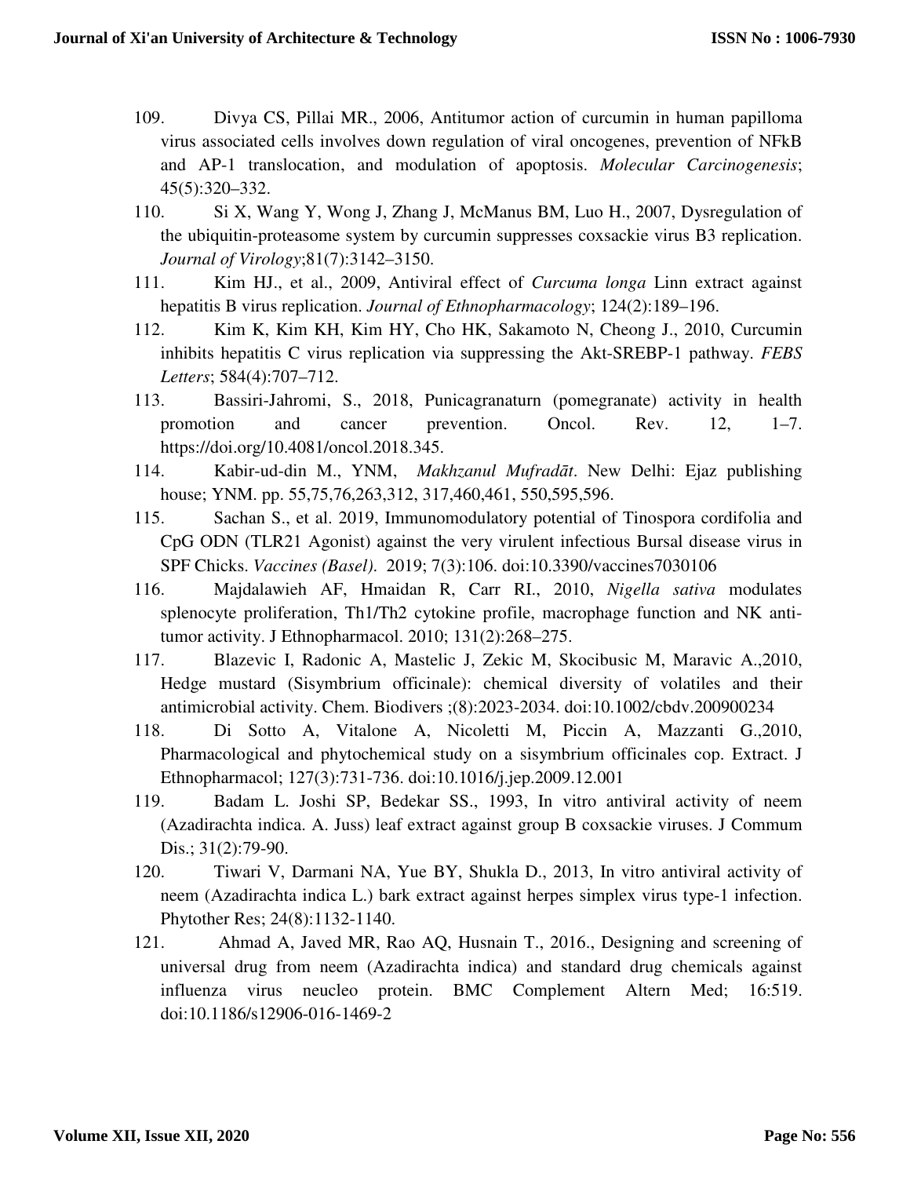109. Divya CS, Pillai MR., 2006, Antitumor action of curcumin in human papilloma virus associated cells involves down regulation of viral oncogenes, prevention of NFkB and AP-1 translocation, and modulation of apoptosis. *Molecular Carcinogenesis*; 45(5):320–332.

110. Si X, Wang Y, Wong J, Zhang J, McManus BM, Luo H., 2007, Dysregulation of the ubiquitin-proteasome system by curcumin suppresses coxsackie virus B3 replication. *Journal of Virology*;81(7):3142–3150.

111. Kim HJ., et al., 2009, Antiviral effect of *Curcuma longa* Linn extract against hepatitis B virus replication. *Journal of Ethnopharmacology*; 124(2):189–196.

112. Kim K, Kim KH, Kim HY, Cho HK, Sakamoto N, Cheong J., 2010, Curcumin inhibits hepatitis C virus replication via suppressing the Akt-SREBP-1 pathway. *FEBS Letters*; 584(4):707–712.

113. Bassiri-Jahromi, S., 2018, Punicagranaturn (pomegranate) activity in health promotion and cancer prevention. Oncol. Rev. 12, 1–7. https://doi.org/10.4081/oncol.2018.345.

114. Kabir-ud-din M., YNM, *Makhzanul Mufradāt*. New Delhi: Ejaz publishing house; YNM. pp. 55,75,76,263,312, 317,460,461, 550,595,596.

115. Sachan S., et al. 2019, Immunomodulatory potential of Tinospora cordifolia and CpG ODN (TLR21 Agonist) against the very virulent infectious Bursal disease virus in SPF Chicks. *Vaccines (Basel)*. 2019; 7(3):106. doi:10.3390/vaccines7030106

116. Majdalawieh AF, Hmaidan R, Carr RI., 2010, *Nigella sativa* modulates splenocyte proliferation, Th1/Th2 cytokine profile, macrophage function and NK anti-tumor activity. J Ethnopharmacol. 2010; 131(2):268–275.

117. Blazevic I, Radonic A, Mastelic J, Zekic M, Skocibusic M, Maravic A.,2010, Hedge mustard (Sisymbrium officinale): chemical diversity of volatiles and their antimicrobial activity. Chem. Biodivers ;(8):2023-2034. doi:10.1002/cbdv.200900234

118. Di Sotto A, Vitalone A, Nicoletti M, Piccin A, Mazzanti G.,2010, Pharmacological and phytochemical study on a sisymbrium officinales cop. Extract. J Ethnopharmacol; 127(3):731-736. doi:10.1016/j.jep.2009.12.001

119. Badam L. Joshi SP, Bedekar SS., 1993, In vitro antiviral activity of neem (Azadirachta indica. A. Juss) leaf extract against group B coxsackie viruses. J Commum Dis.; 31(2):79-90.

120. Tiwari V, Darmani NA, Yue BY, Shukla D., 2013, In vitro antiviral activity of neem (Azadirachta indica L.) bark extract against herpes simplex virus type-1 infection. Phytother Res; 24(8):1132-1140.

121. Ahmad A, Javed MR, Rao AQ, Husnain T., 2016., Designing and screening of universal drug from neem (Azadirachta indica) and standard drug chemicals against influenza virus neucleo protein. BMC Complement Altern Med; 16:519. doi:10.1186/s12906-016-1469-2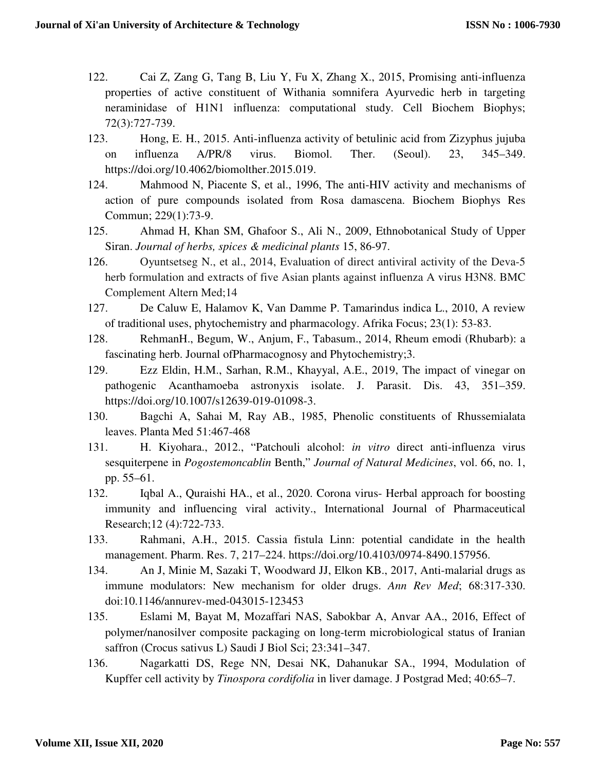122. Cai Z, Zang G, Tang B, Liu Y, Fu X, Zhang X., 2015, Promising anti-influenza properties of active constituent of Withania somnifera Ayurvedic herb in targeting neraminidase of H1N1 influenza: computational study. Cell Biochem Biophys; 72(3):727-739.

123. Hong, E. H., 2015. Anti-influenza activity of betulinic acid from Zizyphus jujuba on influenza A/PR/8 virus. Biomol. Ther. (Seoul). 23, 345–349. https://doi.org/10.4062/biomolther.2015.019.

124. Mahmood N, Piacente S, et al., 1996, The anti-HIV activity and mechanisms of action of pure compounds isolated from Rosa damascena. Biochem Biophys Res Commun; 229(1):73-9.

125. Ahmad H, Khan SM, Ghafoor S., Ali N., 2009, Ethnobotanical Study of Upper Siran. *Journal of herbs, spices & medicinal plants* 15, 86-97.

126. Oyuntsetseg N., et al., 2014, Evaluation of direct antiviral activity of the Deva-5 herb formulation and extracts of five Asian plants against influenza A virus H3N8. BMC Complement Altern Med;14

127. De Caluw E, Halamov K, Van Damme P. Tamarindus indica L., 2010, A review of traditional uses, phytochemistry and pharmacology. Afrika Focus; 23(1): 53-83.

128. RehmanH., Begum, W., Anjum, F., Tabasum., 2014, Rheum emodi (Rhubarb): a fascinating herb. Journal ofPharmacognosy and Phytochemistry;3.

129. Ezz Eldin, H.M., Sarhan, R.M., Khayyal, A.E., 2019, The impact of vinegar on pathogenic Acanthamoeba astronyxis isolate. J. Parasit. Dis. 43, 351–359. https://doi.org/10.1007/s12639-019-01098-3.

130. Bagchi A, Sahai M, Ray AB., 1985, Phenolic constituents of Rhussemialata leaves. Planta Med 51:467-468

131. H. Kiyohara., 2012., "Patchouli alcohol: *in vitro* direct anti-influenza virus sesquiterpene in *Pogostemoncablin* Benth," *Journal of Natural Medicines*, vol. 66, no. 1, pp. 55–61.

132. Iqbal A., Quraishi HA., et al., 2020. Corona virus- Herbal approach for boosting immunity and influencing viral activity., International Journal of Pharmaceutical Research;12 (4):722-733.

133. Rahmani, A.H., 2015. Cassia fistula Linn: potential candidate in the health management. Pharm. Res. 7, 217–224. https://doi.org/10.4103/0974-8490.157956.

134. An J, Minie M, Sazaki T, Woodward JJ, Elkon KB., 2017, Anti-malarial drugs as immune modulators: New mechanism for older drugs. *Ann Rev Med*; 68:317-330. doi:10.1146/annurev-med-043015-123453

135. Eslami M, Bayat M, Mozaffari NAS, Sabokbar A, Anvar AA., 2016, Effect of polymer/nanosilver composite packaging on long-term microbiological status of Iranian saffron (Crocus sativus L) Saudi J Biol Sci; 23:341–347.

136. Nagarkatti DS, Rege NN, Desai NK, Dahanukar SA., 1994, Modulation of Kupffer cell activity by *Tinospora cordifolia* in liver damage. J Postgrad Med; 40:65–7.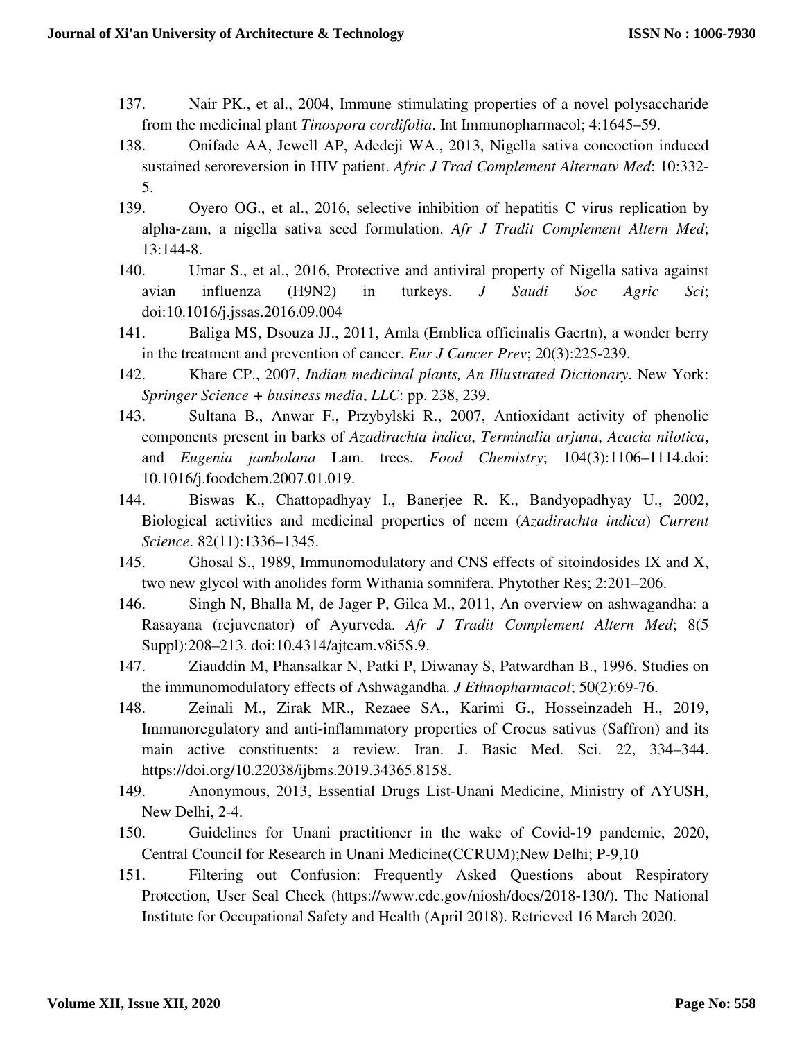137. Nair PK., et al., 2004, Immune stimulating properties of a novel polysaccharide from the medicinal plant *Tinospora cordifolia*. Int Immunopharmacol; 4:1645–59.

138. Onifade AA, Jewell AP, Adedeji WA., 2013, Nigella sativa concoction induced sustained seroreversion in HIV patient. *Afric J Trad Complement Alternatv Med*; 10:332-5.

139. Oyero OG., et al., 2016, selective inhibition of hepatitis C virus replication by alpha-zam, a nigella sativa seed formulation. *Afr J Tradit Complement Altern Med*; 13:144-8.

140. Umar S., et al., 2016, Protective and antiviral property of Nigella sativa against avian influenza (H9N2) in turkeys. *J Saudi Soc Agric Sci*; doi:10.1016/j.jssas.2016.09.004

141. Baliga MS, Dsouza JJ., 2011, Amla (Emblica officinalis Gaertn), a wonder berry in the treatment and prevention of cancer. *Eur J Cancer Prev*; 20(3):225-239.

142. Khare CP., 2007, *Indian medicinal plants, An Illustrated Dictionary*. New York: *Springer Science + business media*, *LLC*: pp. 238, 239.

143. Sultana B., Anwar F., Przybylski R., 2007, Antioxidant activity of phenolic components present in barks of *Azadirachta indica*, *Terminalia arjuna*, *Acacia nilotica*, and *Eugenia jambolana* Lam. trees. *Food Chemistry*; 104(3):1106–1114.doi: 10.1016/j.foodchem.2007.01.019.

144. Biswas K., Chattopadhyay I., Banerjee R. K., Bandyopadhyay U., 2002, Biological activities and medicinal properties of neem (*Azadirachta indica*) *Current Science*. 82(11):1336–1345.

145. Ghosal S., 1989, Immunomodulatory and CNS effects of sitoindosides IX and X, two new glycol with anolides form Withania somnifera. Phytother Res; 2:201–206.

146. Singh N, Bhalla M, de Jager P, Gilca M., 2011, An overview on ashwagandha: a Rasayana (rejuvenator) of Ayurveda. *Afr J Tradit Complement Altern Med*; 8(5 Suppl):208–213. doi:10.4314/ajtcam.v8i5S.9.

147. Ziauddin M, Phansalkar N, Patki P, Diwanay S, Patwardhan B., 1996, Studies on the immunomodulatory effects of Ashwagandha. *J Ethnopharmacol*; 50(2):69-76.

148. Zeinali M., Zirak MR., Rezaee SA., Karimi G., Hosseinzadeh H., 2019, Immunoregulatory and anti-inflammatory properties of Crocus sativus (Saffron) and its main active constituents: a review. Iran. J. Basic Med. Sci. 22, 334–344. https://doi.org/10.22038/ijbms.2019.34365.8158.

149. Anonymous, 2013, Essential Drugs List-Unani Medicine, Ministry of AYUSH, New Delhi, 2-4.

150. Guidelines for Unani practitioner in the wake of Covid-19 pandemic, 2020, Central Council for Research in Unani Medicine(CCRUM);New Delhi; P-9,10

151. Filtering out Confusion: Frequently Asked Questions about Respiratory Protection, User Seal Check (https://www.cdc.gov/niosh/docs/2018-130/). The National Institute for Occupational Safety and Health (April 2018). Retrieved 16 March 2020.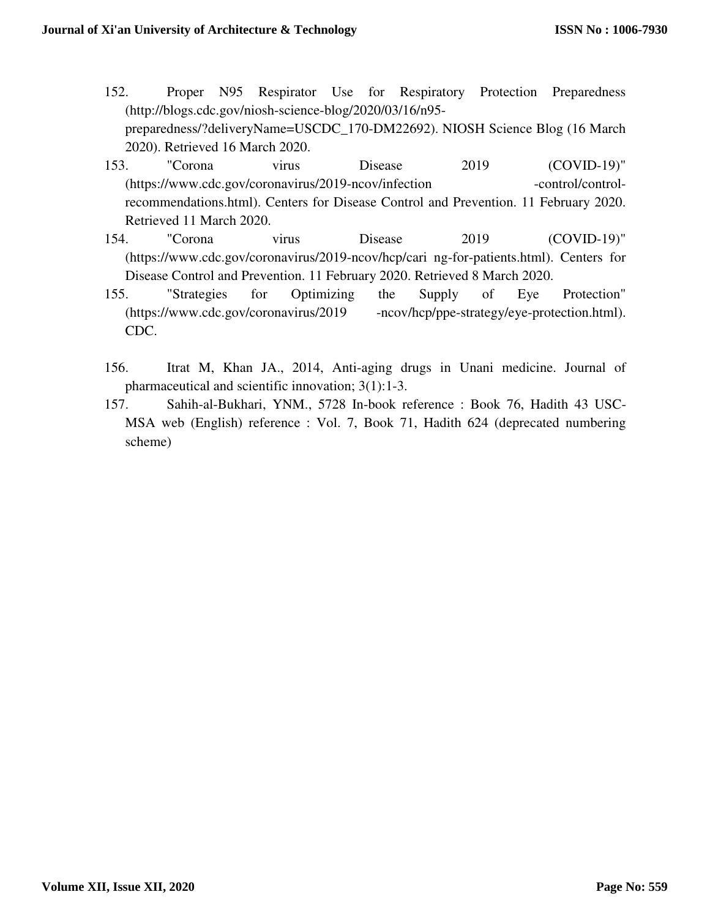152. Proper N95 Respirator Use for Respiratory Protection Preparedness (http://blogs.cdc.gov/niosh-science-blog/2020/03/16/n95-preparedness/?deliveryName=USCDC_170-DM22692). NIOSH Science Blog (16 March 2020). Retrieved 16 March 2020.
153. "Corona virus Disease 2019 (COVID-19)" (https://www.cdc.gov/coronavirus/2019-ncov/infection -control/control-recommendations.html). Centers for Disease Control and Prevention. 11 February 2020. Retrieved 11 March 2020.
154. "Corona virus Disease 2019 (COVID-19)" (https://www.cdc.gov/coronavirus/2019-ncov/hcp/cari ng-for-patients.html). Centers for Disease Control and Prevention. 11 February 2020. Retrieved 8 March 2020.
155. "Strategies for Optimizing the Supply of Eye Protection" (https://www.cdc.gov/coronavirus/2019 -ncov/hcp/ppe-strategy/eye-protection.html). CDC.

156. Itrat M, Khan JA., 2014, Anti-aging drugs in Unani medicine. Journal of pharmaceutical and scientific innovation; 3(1):1-3.
157. Sahih-al-Bukhari, YNM., 5728 In-book reference : Book 76, Hadith 43 USC-MSA web (English) reference : Vol. 7, Book 71, Hadith 624 (deprecated numbering scheme)